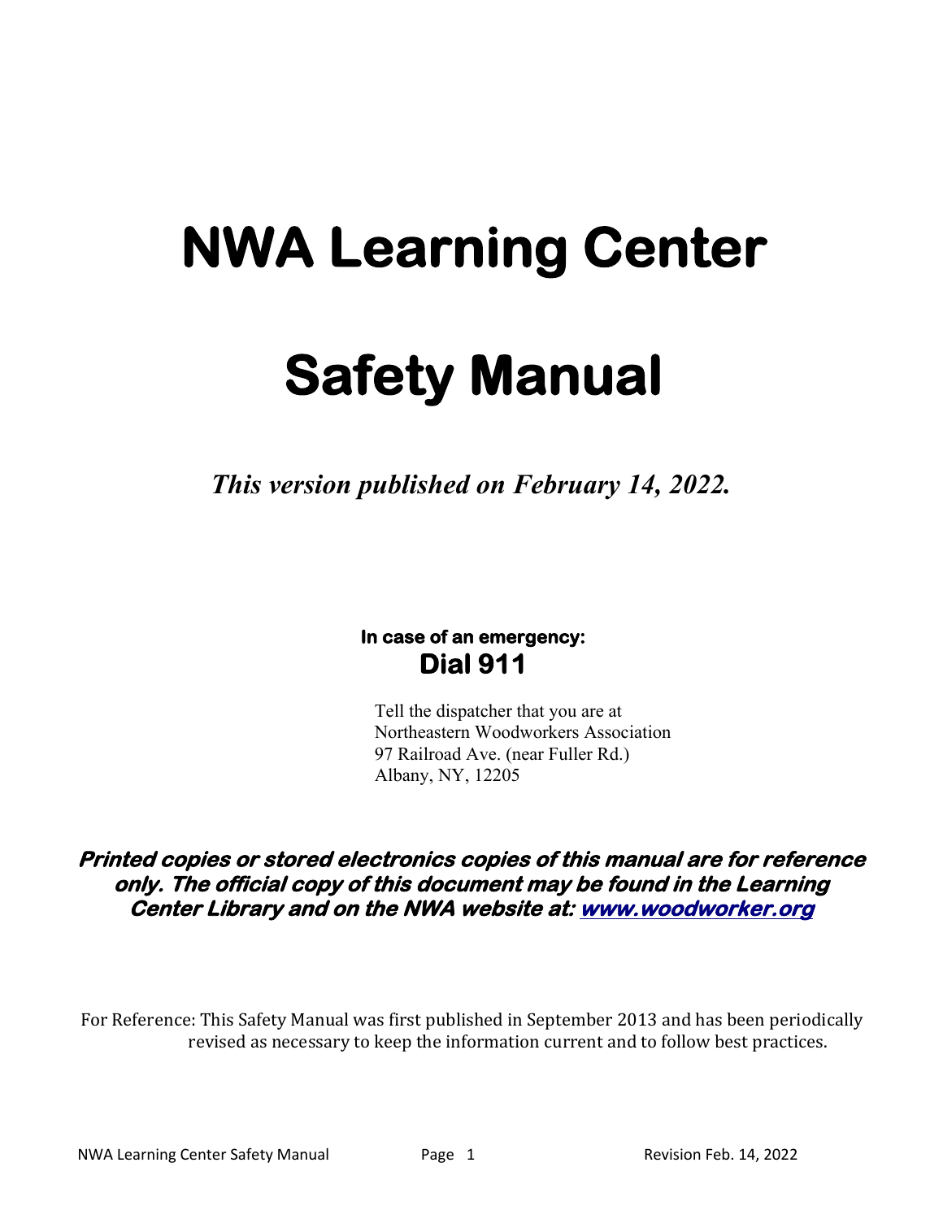# NWA Learning Center

# Safety Manual

*This version published on February 14, 2022.*

**In case of an emergency:**
**Dial 911**

Tell the dispatcher that you are at
Northeastern Woodworkers Association
97 Railroad Ave. (near Fuller Rd.)
Albany, NY, 12205

***Printed copies or stored electronics copies of this manual are for reference only. The official copy of this document may be found in the Learning Center Library and on the NWA website at: [www.woodworker.org](http://www.woodworker.org)***

For Reference: This Safety Manual was first published in September 2013 and has been periodically revised as necessary to keep the information current and to follow best practices.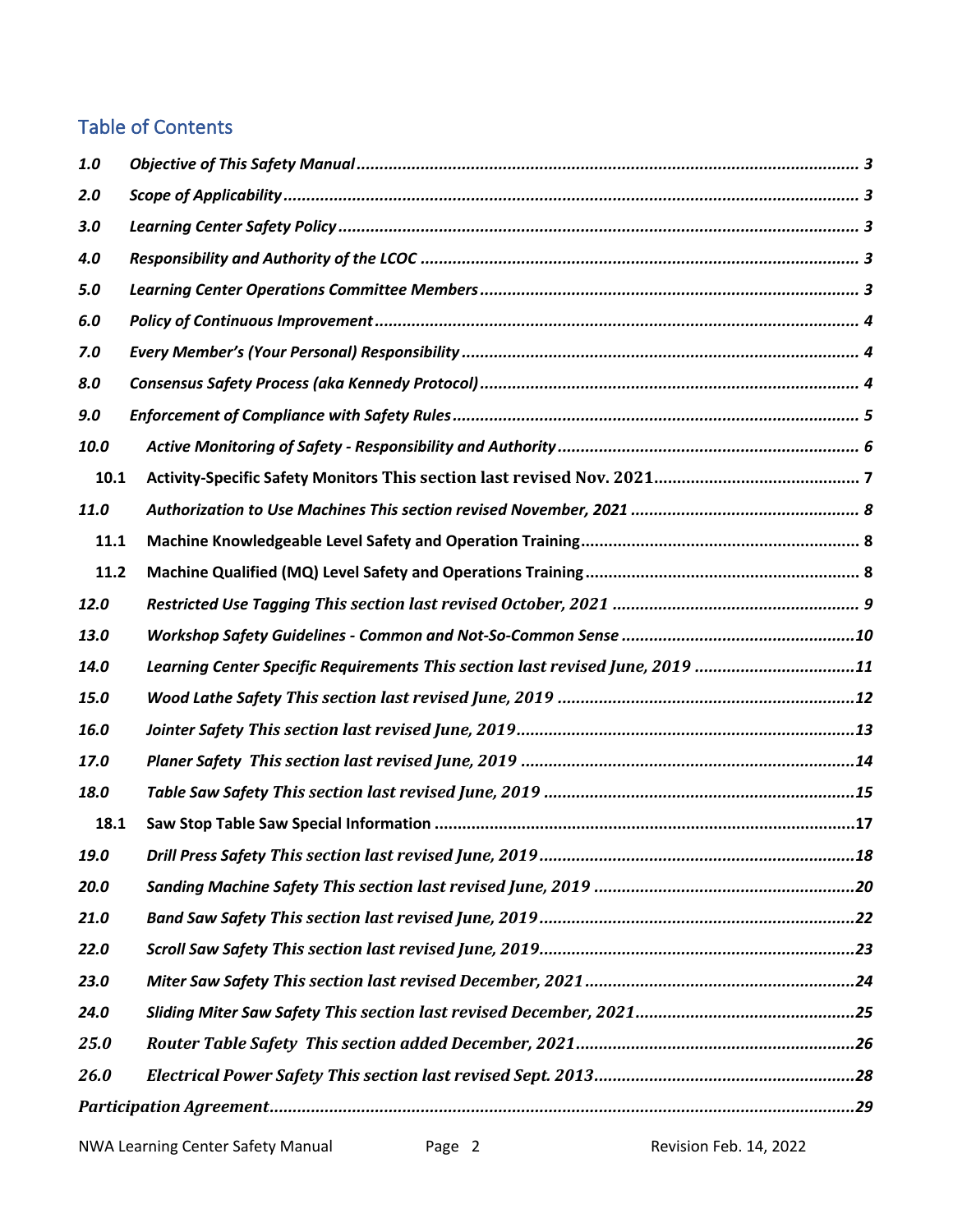## Table of Contents

| | | |
|---|---|---|
| ***1.0*** | ***Objective of This Safety Manual*** | ***3*** |
| ***2.0*** | ***Scope of Applicability*** | ***3*** |
| ***3.0*** | ***Learning Center Safety Policy*** | ***3*** |
| ***4.0*** | ***Responsibility and Authority of the LCOC*** | ***3*** |
| ***5.0*** | ***Learning Center Operations Committee Members*** | ***3*** |
| ***6.0*** | ***Policy of Continuous Improvement*** | ***4*** |
| ***7.0*** | ***Every Member's (Your Personal) Responsibility*** | ***4*** |
| ***8.0*** | ***Consensus Safety Process (aka Kennedy Protocol)*** | ***4*** |
| ***9.0*** | ***Enforcement of Compliance with Safety Rules*** | ***5*** |
| ***10.0*** | ***Active Monitoring of Safety - Responsibility and Authority*** | ***6*** |
| **10.1** | **Activity-Specific Safety Monitors This section last revised Nov. 2021** | **7** |
| ***11.0*** | ***Authorization to Use Machines This section revised November, 2021*** | ***8*** |
| **11.1** | **Machine Knowledgeable Level Safety and Operation Training** | **8** |
| **11.2** | **Machine Qualified (MQ) Level Safety and Operations Training** | **8** |
| ***12.0*** | ***Restricted Use Tagging This section last revised October, 2021*** | ***9*** |
| ***13.0*** | ***Workshop Safety Guidelines - Common and Not-So-Common Sense*** | ***10*** |
| ***14.0*** | ***Learning Center Specific Requirements This section last revised June, 2019*** | ***11*** |
| ***15.0*** | ***Wood Lathe Safety This section last revised June, 2019*** | ***12*** |
| ***16.0*** | ***Jointer Safety This section last revised June, 2019*** | ***13*** |
| ***17.0*** | ***Planer Safety This section last revised June, 2019*** | ***14*** |
| ***18.0*** | ***Table Saw Safety This section last revised June, 2019*** | ***15*** |
| **18.1** | **Saw Stop Table Saw Special Information** | **17** |
| ***19.0*** | ***Drill Press Safety This section last revised June, 2019*** | ***18*** |
| ***20.0*** | ***Sanding Machine Safety This section last revised June, 2019*** | ***20*** |
| ***21.0*** | ***Band Saw Safety This section last revised June, 2019*** | ***22*** |
| ***22.0*** | ***Scroll Saw Safety This section last revised June, 2019*** | ***23*** |
| ***23.0*** | ***Miter Saw Safety This section last revised December, 2021*** | ***24*** |
| ***24.0*** | ***Sliding Miter Saw Safety This section last revised December, 2021*** | ***25*** |
| ***25.0*** | ***Router Table Safety This section added December, 2021*** | ***26*** |
| ***26.0*** | ***Electrical Power Safety This section last revised Sept. 2013*** | ***28*** |
| ***Participation Agreement*** | | ***29*** |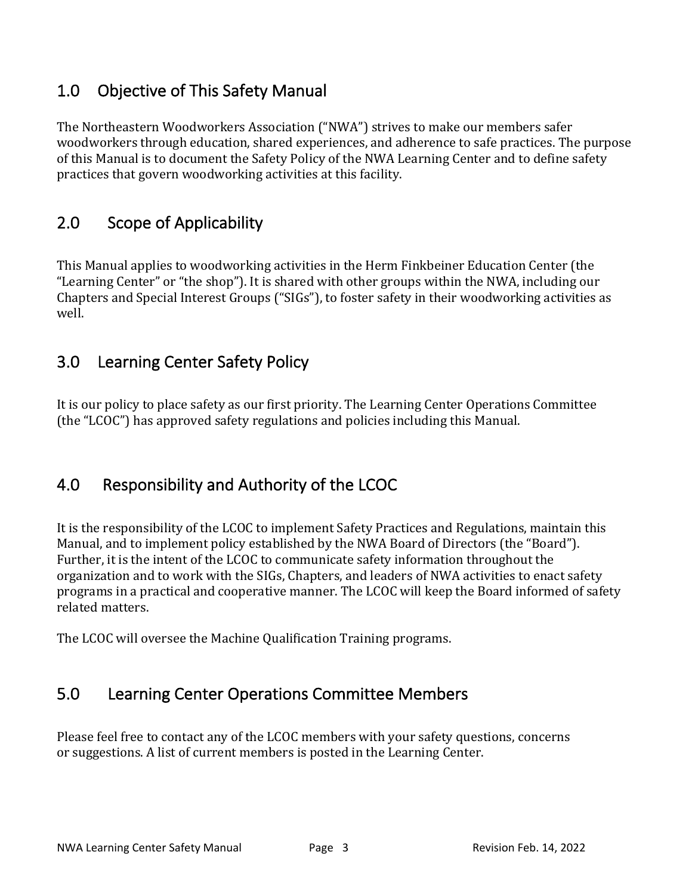## 1.0 Objective of This Safety Manual

The Northeastern Woodworkers Association ("NWA") strives to make our members safer woodworkers through education, shared experiences, and adherence to safe practices. The purpose of this Manual is to document the Safety Policy of the NWA Learning Center and to define safety practices that govern woodworking activities at this facility.

## 2.0 Scope of Applicability

This Manual applies to woodworking activities in the Herm Finkbeiner Education Center (the "Learning Center" or "the shop"). It is shared with other groups within the NWA, including our Chapters and Special Interest Groups ("SIGs"), to foster safety in their woodworking activities as well.

## 3.0 Learning Center Safety Policy

It is our policy to place safety as our first priority. The Learning Center Operations Committee (the "LCOC") has approved safety regulations and policies including this Manual.

## 4.0 Responsibility and Authority of the LCOC

It is the responsibility of the LCOC to implement Safety Practices and Regulations, maintain this Manual, and to implement policy established by the NWA Board of Directors (the "Board"). Further, it is the intent of the LCOC to communicate safety information throughout the organization and to work with the SIGs, Chapters, and leaders of NWA activities to enact safety programs in a practical and cooperative manner. The LCOC will keep the Board informed of safety related matters.

The LCOC will oversee the Machine Qualification Training programs.

## 5.0 Learning Center Operations Committee Members

Please feel free to contact any of the LCOC members with your safety questions, concerns or suggestions. A list of current members is posted in the Learning Center.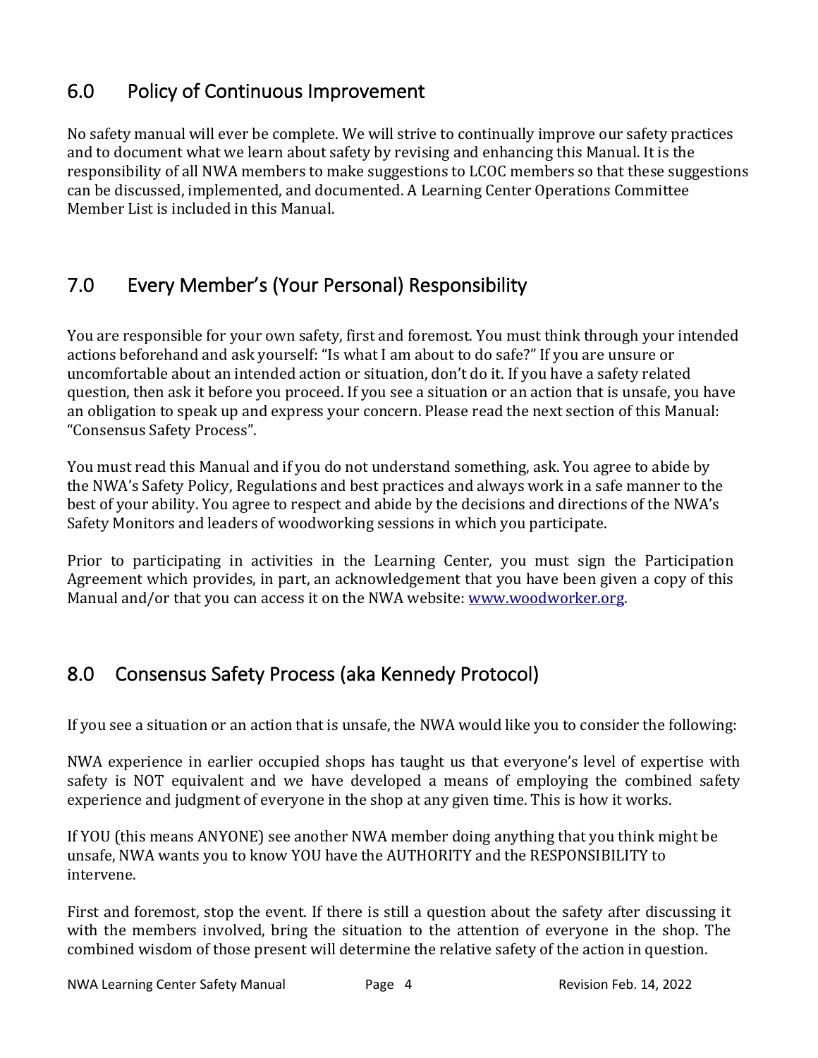## 6.0 Policy of Continuous Improvement

No safety manual will ever be complete. We will strive to continually improve our safety practices and to document what we learn about safety by revising and enhancing this Manual. It is the responsibility of all NWA members to make suggestions to LCOC members so that these suggestions can be discussed, implemented, and documented. A Learning Center Operations Committee Member List is included in this Manual.

## 7.0 Every Member's (Your Personal) Responsibility

You are responsible for your own safety, first and foremost. You must think through your intended actions beforehand and ask yourself: "Is what I am about to do safe?" If you are unsure or uncomfortable about an intended action or situation, don't do it. If you have a safety related question, then ask it before you proceed. If you see a situation or an action that is unsafe, you have an obligation to speak up and express your concern. Please read the next section of this Manual: "Consensus Safety Process".

You must read this Manual and if you do not understand something, ask. You agree to abide by the NWA's Safety Policy, Regulations and best practices and always work in a safe manner to the best of your ability. You agree to respect and abide by the decisions and directions of the NWA's Safety Monitors and leaders of woodworking sessions in which you participate.

Prior to participating in activities in the Learning Center, you must sign the Participation Agreement which provides, in part, an acknowledgement that you have been given a copy of this Manual and/or that you can access it on the NWA website: [www.woodworker.org](http://www.woodworker.org).

## 8.0 Consensus Safety Process (aka Kennedy Protocol)

If you see a situation or an action that is unsafe, the NWA would like you to consider the following:

NWA experience in earlier occupied shops has taught us that everyone's level of expertise with safety is NOT equivalent and we have developed a means of employing the combined safety experience and judgment of everyone in the shop at any given time. This is how it works.

If YOU (this means ANYONE) see another NWA member doing anything that you think might be unsafe, NWA wants you to know YOU have the AUTHORITY and the RESPONSIBILITY to intervene.

First and foremost, stop the event. If there is still a question about the safety after discussing it with the members involved, bring the situation to the attention of everyone in the shop. The combined wisdom of those present will determine the relative safety of the action in question.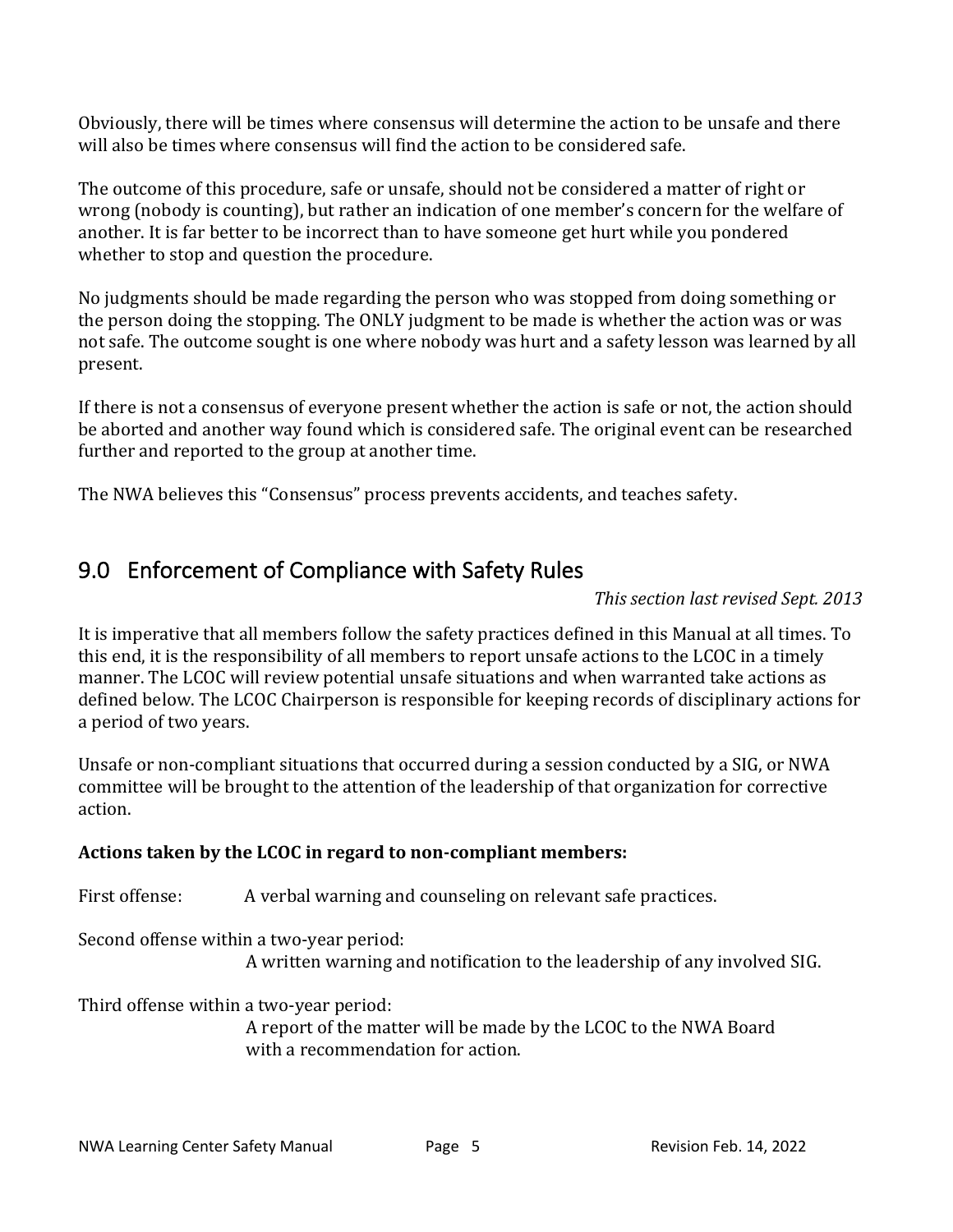Obviously, there will be times where consensus will determine the action to be unsafe and there will also be times where consensus will find the action to be considered safe.

The outcome of this procedure, safe or unsafe, should not be considered a matter of right or wrong (nobody is counting), but rather an indication of one member's concern for the welfare of another. It is far better to be incorrect than to have someone get hurt while you pondered whether to stop and question the procedure.

No judgments should be made regarding the person who was stopped from doing something or the person doing the stopping. The ONLY judgment to be made is whether the action was or was not safe. The outcome sought is one where nobody was hurt and a safety lesson was learned by all present.

If there is not a consensus of everyone present whether the action is safe or not, the action should be aborted and another way found which is considered safe. The original event can be researched further and reported to the group at another time.

The NWA believes this "Consensus" process prevents accidents, and teaches safety.

## 9.0 Enforcement of Compliance with Safety Rules

*This section last revised Sept. 2013*

It is imperative that all members follow the safety practices defined in this Manual at all times. To this end, it is the responsibility of all members to report unsafe actions to the LCOC in a timely manner. The LCOC will review potential unsafe situations and when warranted take actions as defined below. The LCOC Chairperson is responsible for keeping records of disciplinary actions for a period of two years.

Unsafe or non-compliant situations that occurred during a session conducted by a SIG, or NWA committee will be brought to the attention of the leadership of that organization for corrective action.

**Actions taken by the LCOC in regard to non-compliant members:**

First offense: A verbal warning and counseling on relevant safe practices.

Second offense within a two-year period:
A written warning and notification to the leadership of any involved SIG.

Third offense within a two-year period:
A report of the matter will be made by the LCOC to the NWA Board with a recommendation for action.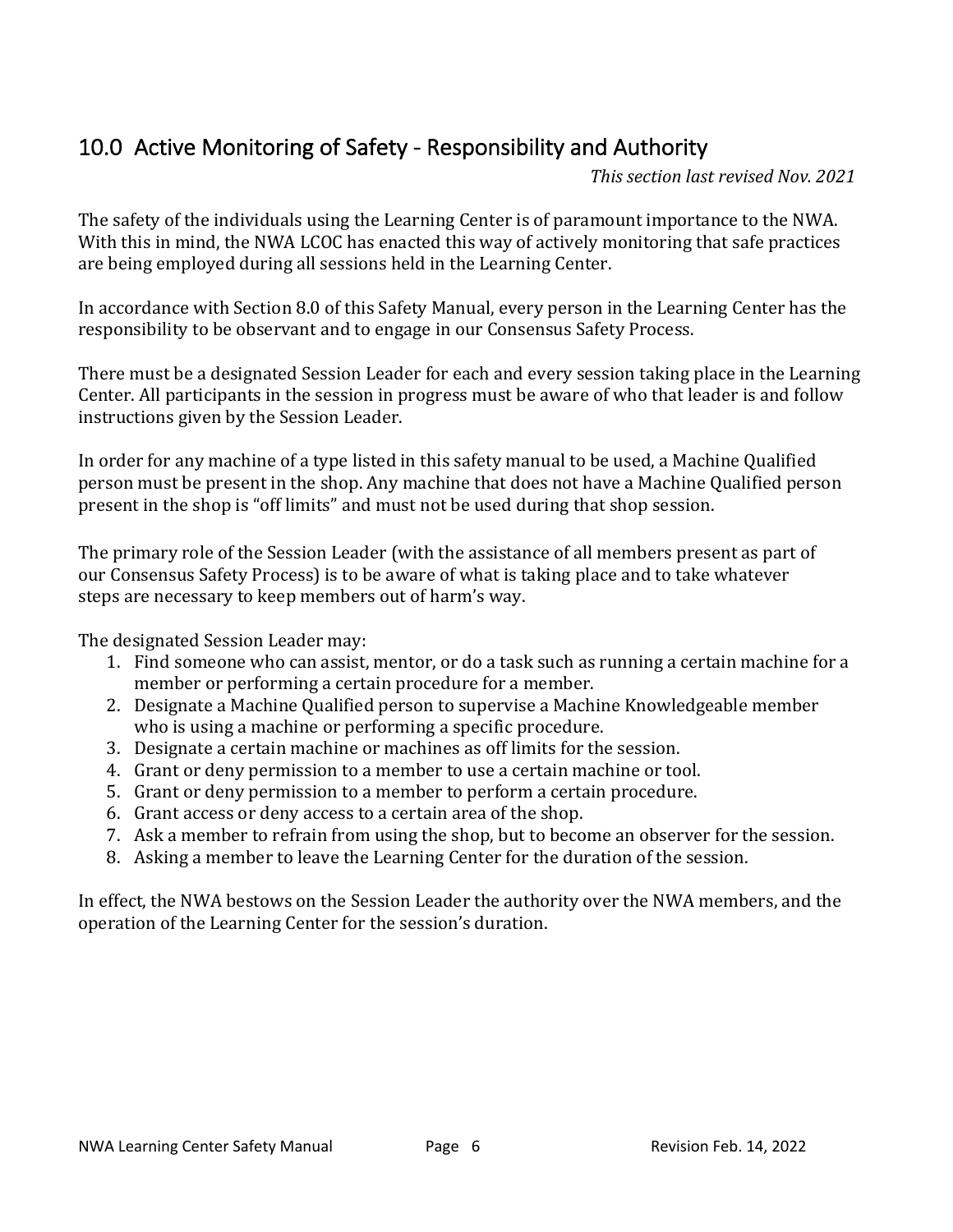## 10.0 Active Monitoring of Safety - Responsibility and Authority

*This section last revised Nov. 2021*

The safety of the individuals using the Learning Center is of paramount importance to the NWA. With this in mind, the NWA LCOC has enacted this way of actively monitoring that safe practices are being employed during all sessions held in the Learning Center.

In accordance with Section 8.0 of this Safety Manual, every person in the Learning Center has the responsibility to be observant and to engage in our Consensus Safety Process.

There must be a designated Session Leader for each and every session taking place in the Learning Center. All participants in the session in progress must be aware of who that leader is and follow instructions given by the Session Leader.

In order for any machine of a type listed in this safety manual to be used, a Machine Qualified person must be present in the shop. Any machine that does not have a Machine Qualified person present in the shop is "off limits" and must not be used during that shop session.

The primary role of the Session Leader (with the assistance of all members present as part of our Consensus Safety Process) is to be aware of what is taking place and to take whatever steps are necessary to keep members out of harm's way.

The designated Session Leader may:

1. Find someone who can assist, mentor, or do a task such as running a certain machine for a member or performing a certain procedure for a member.
2. Designate a Machine Qualified person to supervise a Machine Knowledgeable member who is using a machine or performing a specific procedure.
3. Designate a certain machine or machines as off limits for the session.
4. Grant or deny permission to a member to use a certain machine or tool.
5. Grant or deny permission to a member to perform a certain procedure.
6. Grant access or deny access to a certain area of the shop.
7. Ask a member to refrain from using the shop, but to become an observer for the session.
8. Asking a member to leave the Learning Center for the duration of the session.

In effect, the NWA bestows on the Session Leader the authority over the NWA members, and the operation of the Learning Center for the session's duration.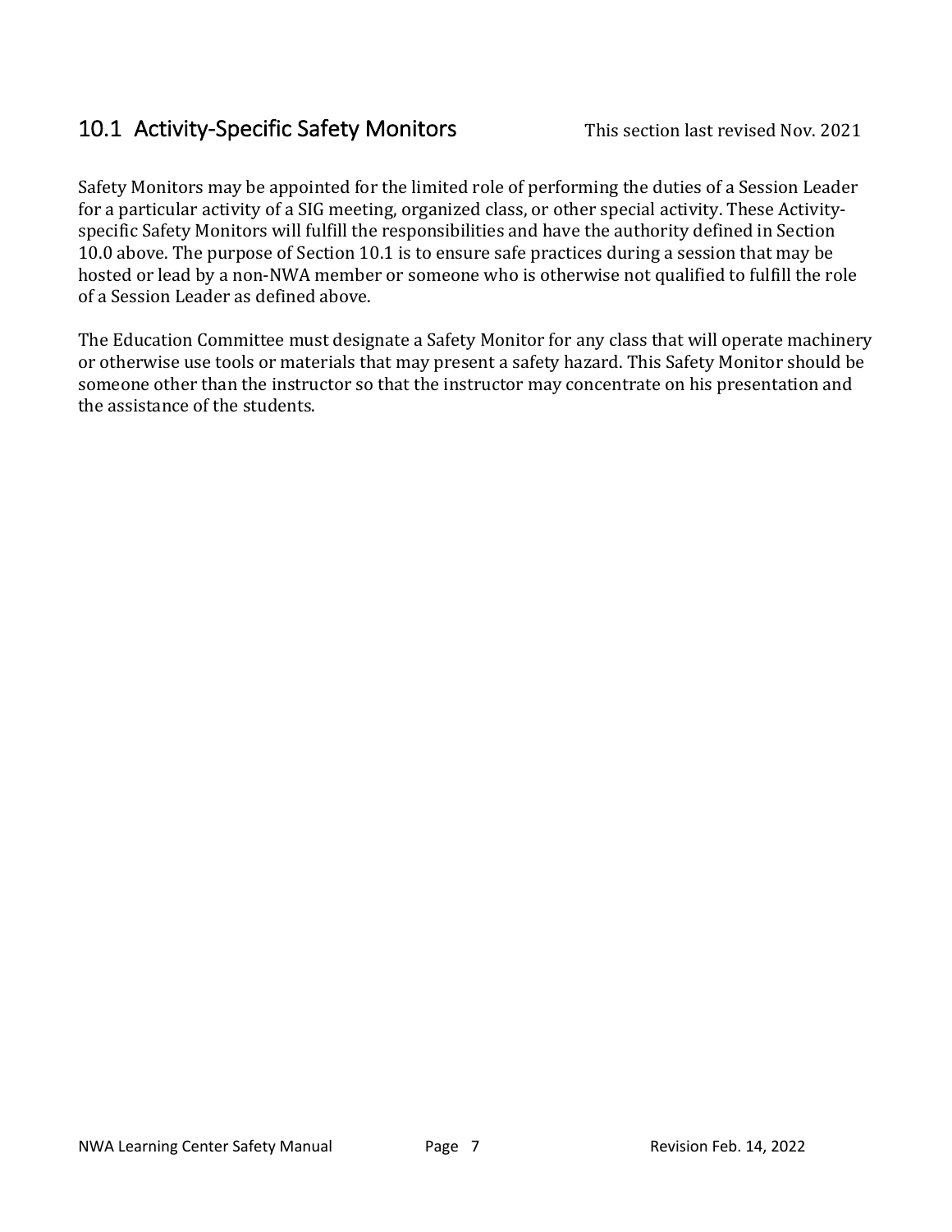## 10.1 Activity-Specific Safety Monitors

This section last revised Nov. 2021

Safety Monitors may be appointed for the limited role of performing the duties of a Session Leader for a particular activity of a SIG meeting, organized class, or other special activity. These Activity-specific Safety Monitors will fulfill the responsibilities and have the authority defined in Section 10.0 above. The purpose of Section 10.1 is to ensure safe practices during a session that may be hosted or lead by a non-NWA member or someone who is otherwise not qualified to fulfill the role of a Session Leader as defined above.

The Education Committee must designate a Safety Monitor for any class that will operate machinery or otherwise use tools or materials that may present a safety hazard. This Safety Monitor should be someone other than the instructor so that the instructor may concentrate on his presentation and the assistance of the students.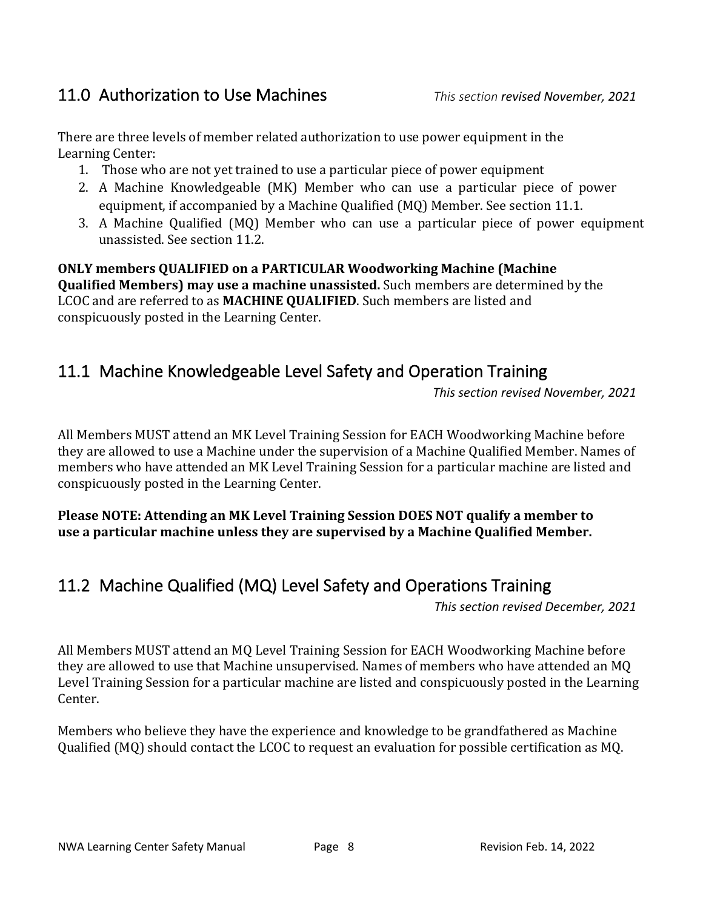## 11.0 Authorization to Use Machines

*This section revised November, 2021*

There are three levels of member related authorization to use power equipment in the Learning Center:

1. Those who are not yet trained to use a particular piece of power equipment
2. A Machine Knowledgeable (MK) Member who can use a particular piece of power equipment, if accompanied by a Machine Qualified (MQ) Member. See section 11.1.
3. A Machine Qualified (MQ) Member who can use a particular piece of power equipment unassisted. See section 11.2.

**ONLY members QUALIFIED on a PARTICULAR Woodworking Machine (Machine Qualified Members) may use a machine unassisted.** Such members are determined by the LCOC and are referred to as **MACHINE QUALIFIED**. Such members are listed and conspicuously posted in the Learning Center.

## 11.1 Machine Knowledgeable Level Safety and Operation Training

*This section revised November, 2021*

All Members MUST attend an MK Level Training Session for EACH Woodworking Machine before they are allowed to use a Machine under the supervision of a Machine Qualified Member. Names of members who have attended an MK Level Training Session for a particular machine are listed and conspicuously posted in the Learning Center.

**Please NOTE: Attending an MK Level Training Session DOES NOT qualify a member to use a particular machine unless they are supervised by a Machine Qualified Member.**

## 11.2 Machine Qualified (MQ) Level Safety and Operations Training

*This section revised December, 2021*

All Members MUST attend an MQ Level Training Session for EACH Woodworking Machine before they are allowed to use that Machine unsupervised. Names of members who have attended an MQ Level Training Session for a particular machine are listed and conspicuously posted in the Learning Center.

Members who believe they have the experience and knowledge to be grandfathered as Machine Qualified (MQ) should contact the LCOC to request an evaluation for possible certification as MQ.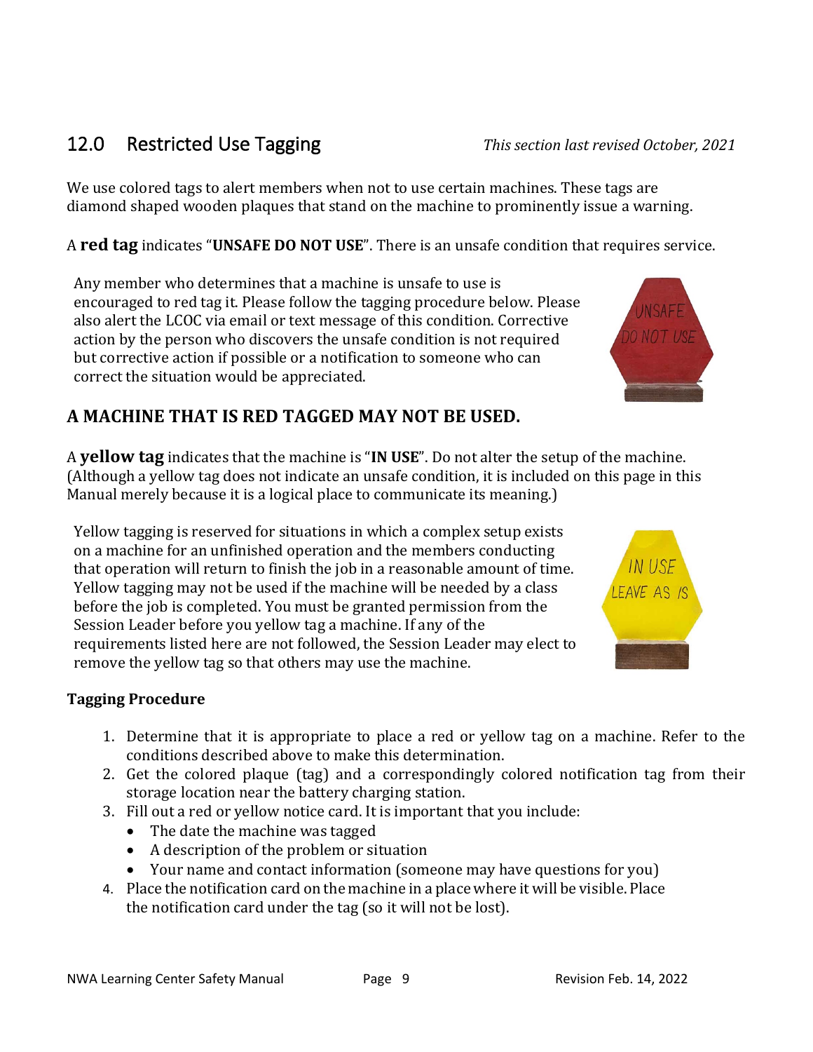## 12.0 Restricted Use Tagging

*This section last revised October, 2021*

We use colored tags to alert members when not to use certain machines. These tags are diamond shaped wooden plaques that stand on the machine to prominently issue a warning.

A **red tag** indicates "**UNSAFE DO NOT USE**". There is an unsafe condition that requires service.

Any member who determines that a machine is unsafe to use is encouraged to red tag it. Please follow the tagging procedure below. Please also alert the LCOC via email or text message of this condition. Corrective action by the person who discovers the unsafe condition is not required but corrective action if possible or a notification to someone who can correct the situation would be appreciated.

### A MACHINE THAT IS RED TAGGED MAY NOT BE USED.

A **yellow tag** indicates that the machine is "**IN USE**". Do not alter the setup of the machine. (Although a yellow tag does not indicate an unsafe condition, it is included on this page in this Manual merely because it is a logical place to communicate its meaning.)

Yellow tagging is reserved for situations in which a complex setup exists on a machine for an unfinished operation and the members conducting that operation will return to finish the job in a reasonable amount of time. Yellow tagging may not be used if the machine will be needed by a class before the job is completed. You must be granted permission from the Session Leader before you yellow tag a machine. If any of the requirements listed here are not followed, the Session Leader may elect to remove the yellow tag so that others may use the machine.

**Tagging Procedure**

1. Determine that it is appropriate to place a red or yellow tag on a machine. Refer to the conditions described above to make this determination.
2. Get the colored plaque (tag) and a correspondingly colored notification tag from their storage location near the battery charging station.
3. Fill out a red or yellow notice card. It is important that you include:
   - The date the machine was tagged
   - A description of the problem or situation
   - Your name and contact information (someone may have questions for you)
4. Place the notification card on the machine in a place where it will be visible. Place the notification card under the tag (so it will not be lost).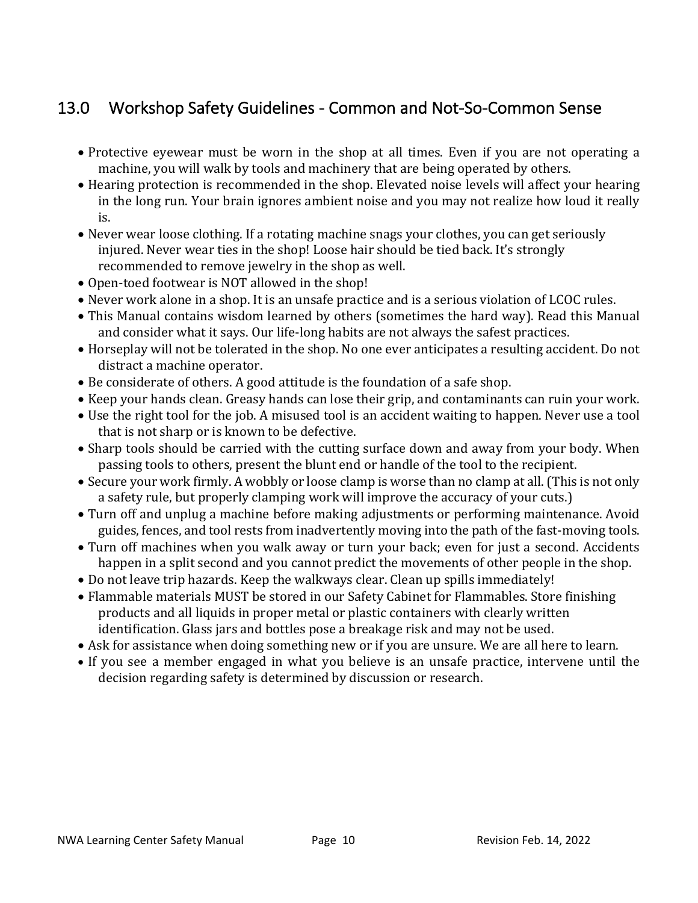## 13.0 Workshop Safety Guidelines - Common and Not-So-Common Sense

- Protective eyewear must be worn in the shop at all times. Even if you are not operating a machine, you will walk by tools and machinery that are being operated by others.
- Hearing protection is recommended in the shop. Elevated noise levels will affect your hearing in the long run. Your brain ignores ambient noise and you may not realize how loud it really is.
- Never wear loose clothing. If a rotating machine snags your clothes, you can get seriously injured. Never wear ties in the shop! Loose hair should be tied back. It's strongly recommended to remove jewelry in the shop as well.
- Open-toed footwear is NOT allowed in the shop!
- Never work alone in a shop. It is an unsafe practice and is a serious violation of LCOC rules.
- This Manual contains wisdom learned by others (sometimes the hard way). Read this Manual and consider what it says. Our life-long habits are not always the safest practices.
- Horseplay will not be tolerated in the shop. No one ever anticipates a resulting accident. Do not distract a machine operator.
- Be considerate of others. A good attitude is the foundation of a safe shop.
- Keep your hands clean. Greasy hands can lose their grip, and contaminants can ruin your work.
- Use the right tool for the job. A misused tool is an accident waiting to happen. Never use a tool that is not sharp or is known to be defective.
- Sharp tools should be carried with the cutting surface down and away from your body. When passing tools to others, present the blunt end or handle of the tool to the recipient.
- Secure your work firmly. A wobbly or loose clamp is worse than no clamp at all. (This is not only a safety rule, but properly clamping work will improve the accuracy of your cuts.)
- Turn off and unplug a machine before making adjustments or performing maintenance. Avoid guides, fences, and tool rests from inadvertently moving into the path of the fast-moving tools.
- Turn off machines when you walk away or turn your back; even for just a second. Accidents happen in a split second and you cannot predict the movements of other people in the shop.
- Do not leave trip hazards. Keep the walkways clear. Clean up spills immediately!
- Flammable materials MUST be stored in our Safety Cabinet for Flammables. Store finishing products and all liquids in proper metal or plastic containers with clearly written identification. Glass jars and bottles pose a breakage risk and may not be used.
- Ask for assistance when doing something new or if you are unsure. We are all here to learn.
- If you see a member engaged in what you believe is an unsafe practice, intervene until the decision regarding safety is determined by discussion or research.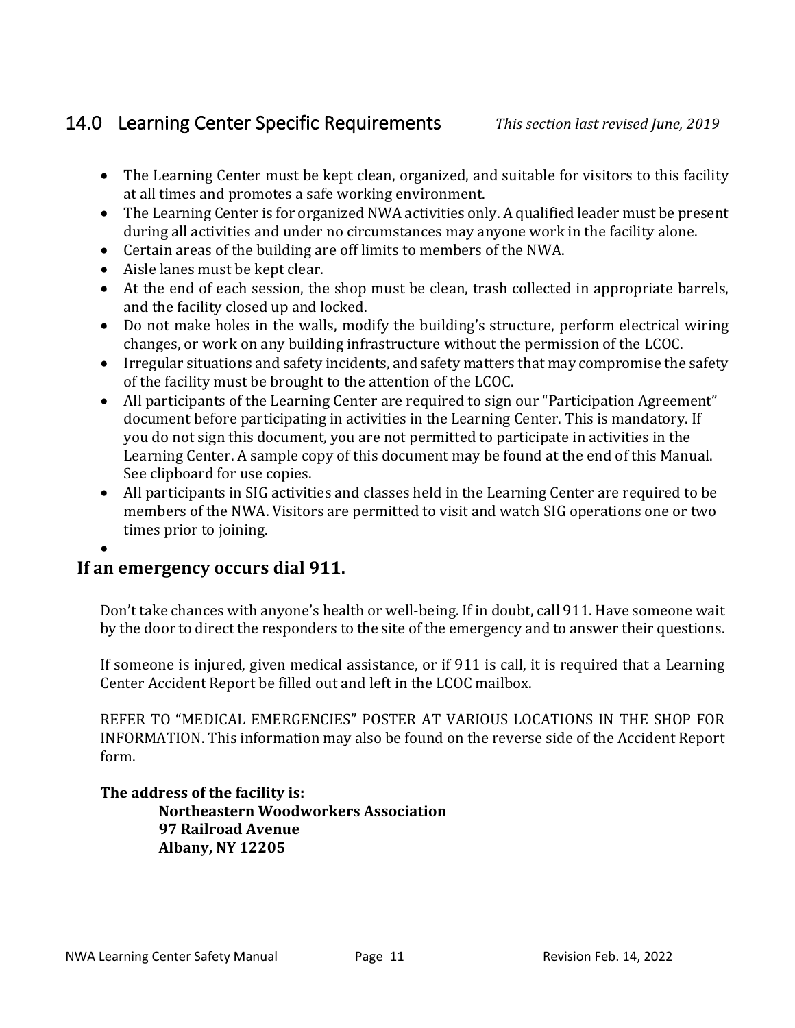## 14.0 Learning Center Specific Requirements

*This section last revised June, 2019*

- The Learning Center must be kept clean, organized, and suitable for visitors to this facility at all times and promotes a safe working environment.
- The Learning Center is for organized NWA activities only. A qualified leader must be present during all activities and under no circumstances may anyone work in the facility alone.
- Certain areas of the building are off limits to members of the NWA.
- Aisle lanes must be kept clear.
- At the end of each session, the shop must be clean, trash collected in appropriate barrels, and the facility closed up and locked.
- Do not make holes in the walls, modify the building's structure, perform electrical wiring changes, or work on any building infrastructure without the permission of the LCOC.
- Irregular situations and safety incidents, and safety matters that may compromise the safety of the facility must be brought to the attention of the LCOC.
- All participants of the Learning Center are required to sign our "Participation Agreement" document before participating in activities in the Learning Center. This is mandatory. If you do not sign this document, you are not permitted to participate in activities in the Learning Center. A sample copy of this document may be found at the end of this Manual. See clipboard for use copies.
- All participants in SIG activities and classes held in the Learning Center are required to be members of the NWA. Visitors are permitted to visit and watch SIG operations one or two times prior to joining.
- 

**If an emergency occurs dial 911.**

Don't take chances with anyone's health or well-being. If in doubt, call 911. Have someone wait by the door to direct the responders to the site of the emergency and to answer their questions.

If someone is injured, given medical assistance, or if 911 is call, it is required that a Learning Center Accident Report be filled out and left in the LCOC mailbox.

REFER TO "MEDICAL EMERGENCIES" POSTER AT VARIOUS LOCATIONS IN THE SHOP FOR INFORMATION. This information may also be found on the reverse side of the Accident Report form.

**The address of the facility is:**

**Northeastern Woodworkers Association**
**97 Railroad Avenue**
**Albany, NY 12205**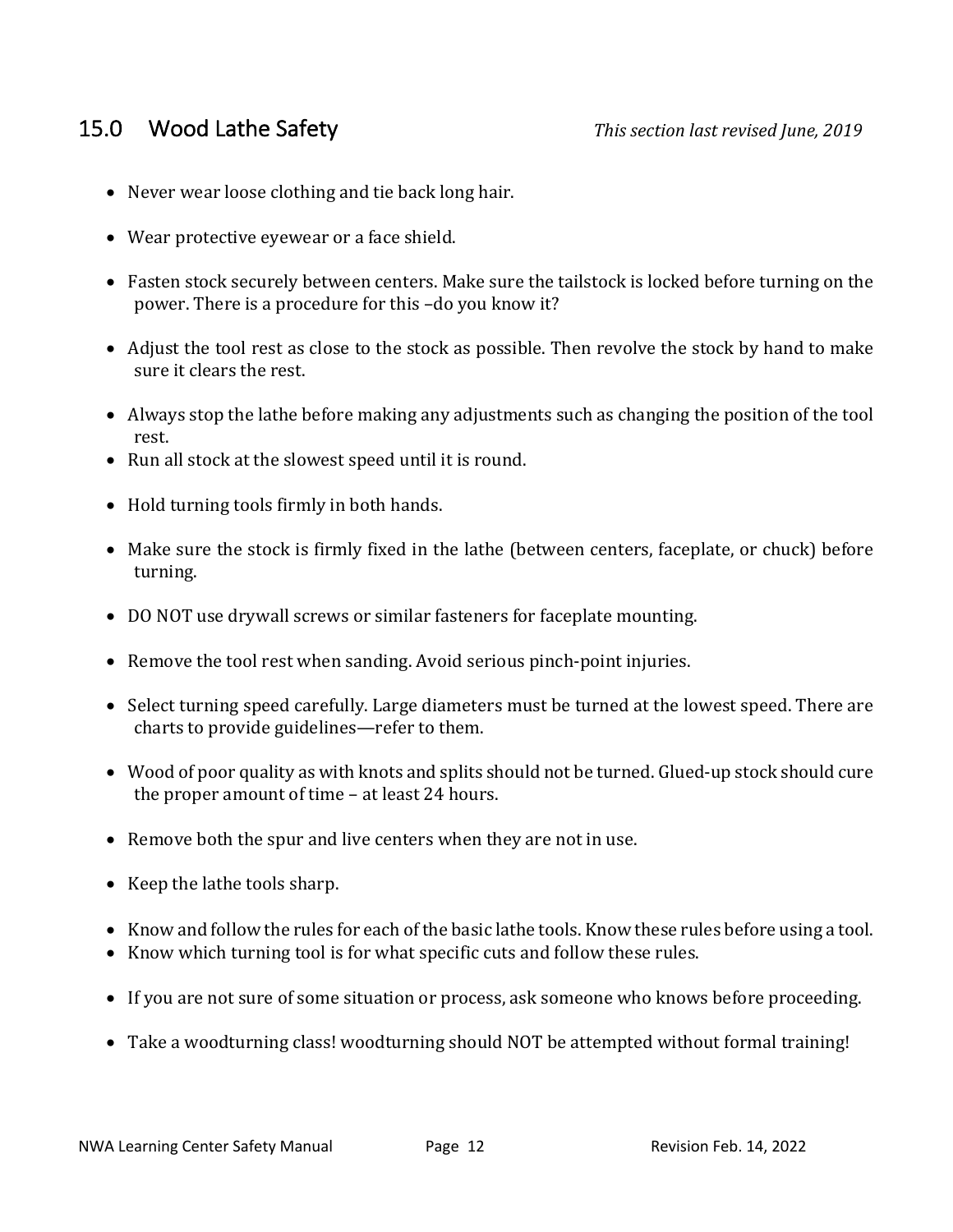## 15.0 Wood Lathe Safety

*This section last revised June, 2019*

- Never wear loose clothing and tie back long hair.
- Wear protective eyewear or a face shield.
- Fasten stock securely between centers. Make sure the tailstock is locked before turning on the power. There is a procedure for this –do you know it?
- Adjust the tool rest as close to the stock as possible. Then revolve the stock by hand to make sure it clears the rest.
- Always stop the lathe before making any adjustments such as changing the position of the tool rest.
- Run all stock at the slowest speed until it is round.
- Hold turning tools firmly in both hands.
- Make sure the stock is firmly fixed in the lathe (between centers, faceplate, or chuck) before turning.
- DO NOT use drywall screws or similar fasteners for faceplate mounting.
- Remove the tool rest when sanding. Avoid serious pinch-point injuries.
- Select turning speed carefully. Large diameters must be turned at the lowest speed. There are charts to provide guidelines—refer to them.
- Wood of poor quality as with knots and splits should not be turned. Glued-up stock should cure the proper amount of time – at least 24 hours.
- Remove both the spur and live centers when they are not in use.
- Keep the lathe tools sharp.
- Know and follow the rules for each of the basic lathe tools. Know these rules before using a tool.
- Know which turning tool is for what specific cuts and follow these rules.
- If you are not sure of some situation or process, ask someone who knows before proceeding.
- Take a woodturning class! woodturning should NOT be attempted without formal training!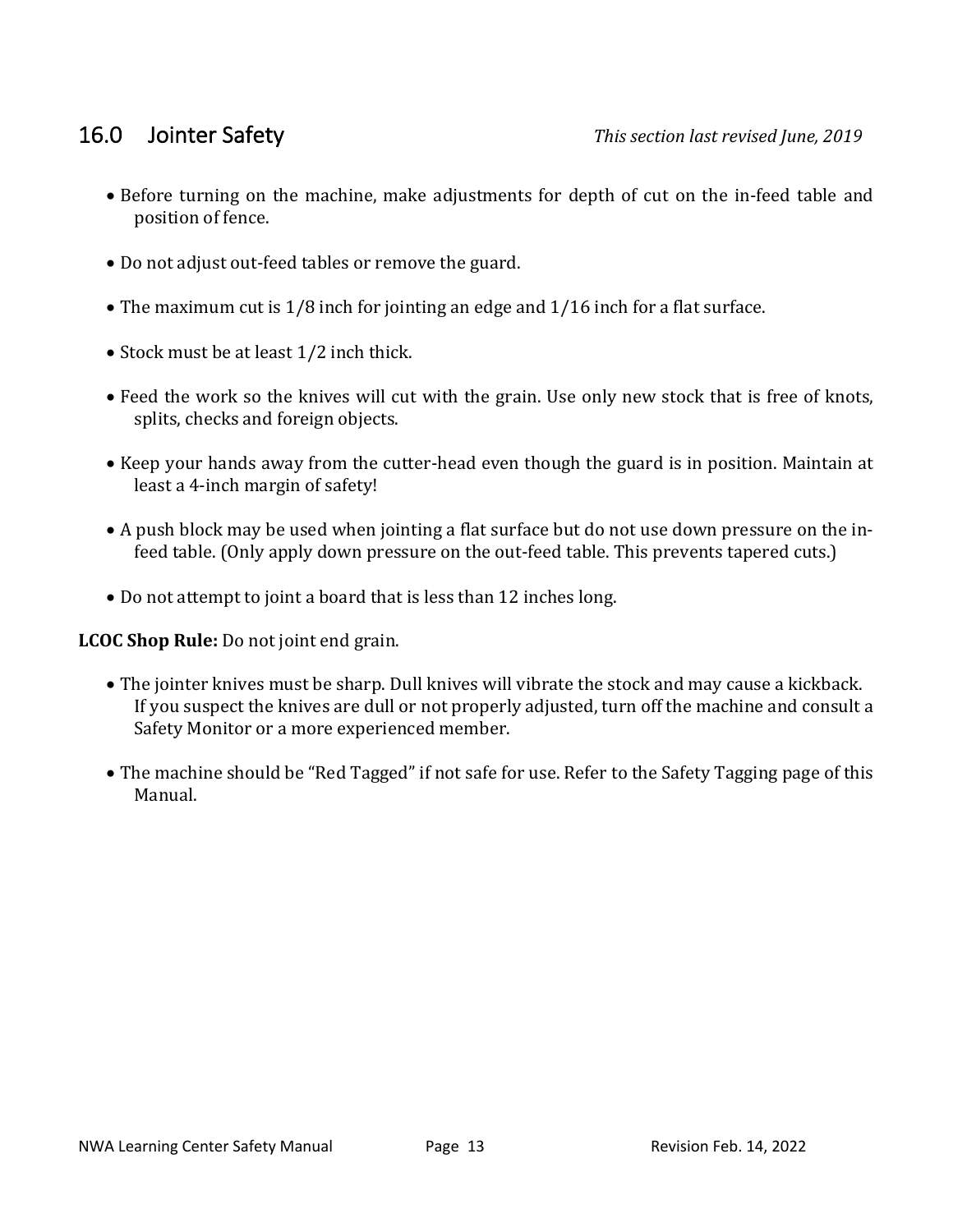## 16.0 Jointer Safety

*This section last revised June, 2019*

- Before turning on the machine, make adjustments for depth of cut on the in-feed table and position of fence.
- Do not adjust out-feed tables or remove the guard.
- The maximum cut is 1/8 inch for jointing an edge and 1/16 inch for a flat surface.
- Stock must be at least 1/2 inch thick.
- Feed the work so the knives will cut with the grain. Use only new stock that is free of knots, splits, checks and foreign objects.
- Keep your hands away from the cutter-head even though the guard is in position. Maintain at least a 4-inch margin of safety!
- A push block may be used when jointing a flat surface but do not use down pressure on the in-feed table. (Only apply down pressure on the out-feed table. This prevents tapered cuts.)
- Do not attempt to joint a board that is less than 12 inches long.

**LCOC Shop Rule:** Do not joint end grain.

- The jointer knives must be sharp. Dull knives will vibrate the stock and may cause a kickback. If you suspect the knives are dull or not properly adjusted, turn off the machine and consult a Safety Monitor or a more experienced member.
- The machine should be "Red Tagged" if not safe for use. Refer to the Safety Tagging page of this Manual.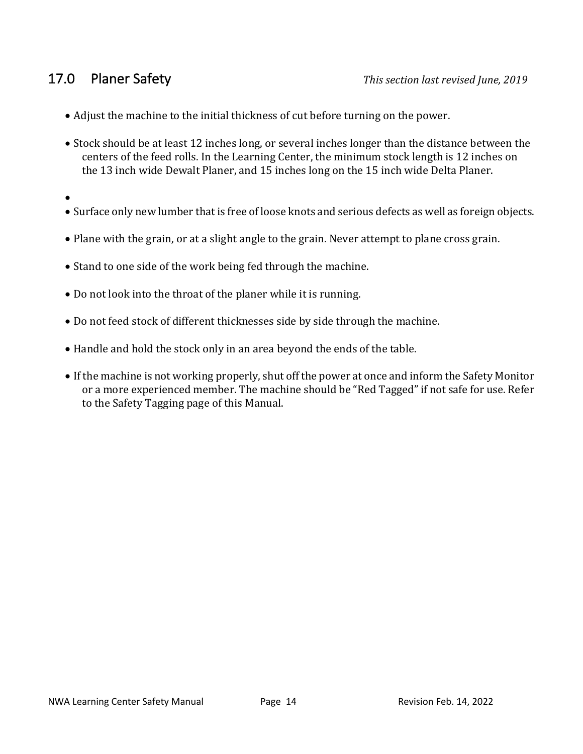## 17.0 Planer Safety

*This section last revised June, 2019*

- Adjust the machine to the initial thickness of cut before turning on the power.
- Stock should be at least 12 inches long, or several inches longer than the distance between the centers of the feed rolls. In the Learning Center, the minimum stock length is 12 inches on the 13 inch wide Dewalt Planer, and 15 inches long on the 15 inch wide Delta Planer.
- 
- Surface only new lumber that is free of loose knots and serious defects as well as foreign objects.
- Plane with the grain, or at a slight angle to the grain. Never attempt to plane cross grain.
- Stand to one side of the work being fed through the machine.
- Do not look into the throat of the planer while it is running.
- Do not feed stock of different thicknesses side by side through the machine.
- Handle and hold the stock only in an area beyond the ends of the table.
- If the machine is not working properly, shut off the power at once and inform the Safety Monitor or a more experienced member. The machine should be "Red Tagged" if not safe for use. Refer to the Safety Tagging page of this Manual.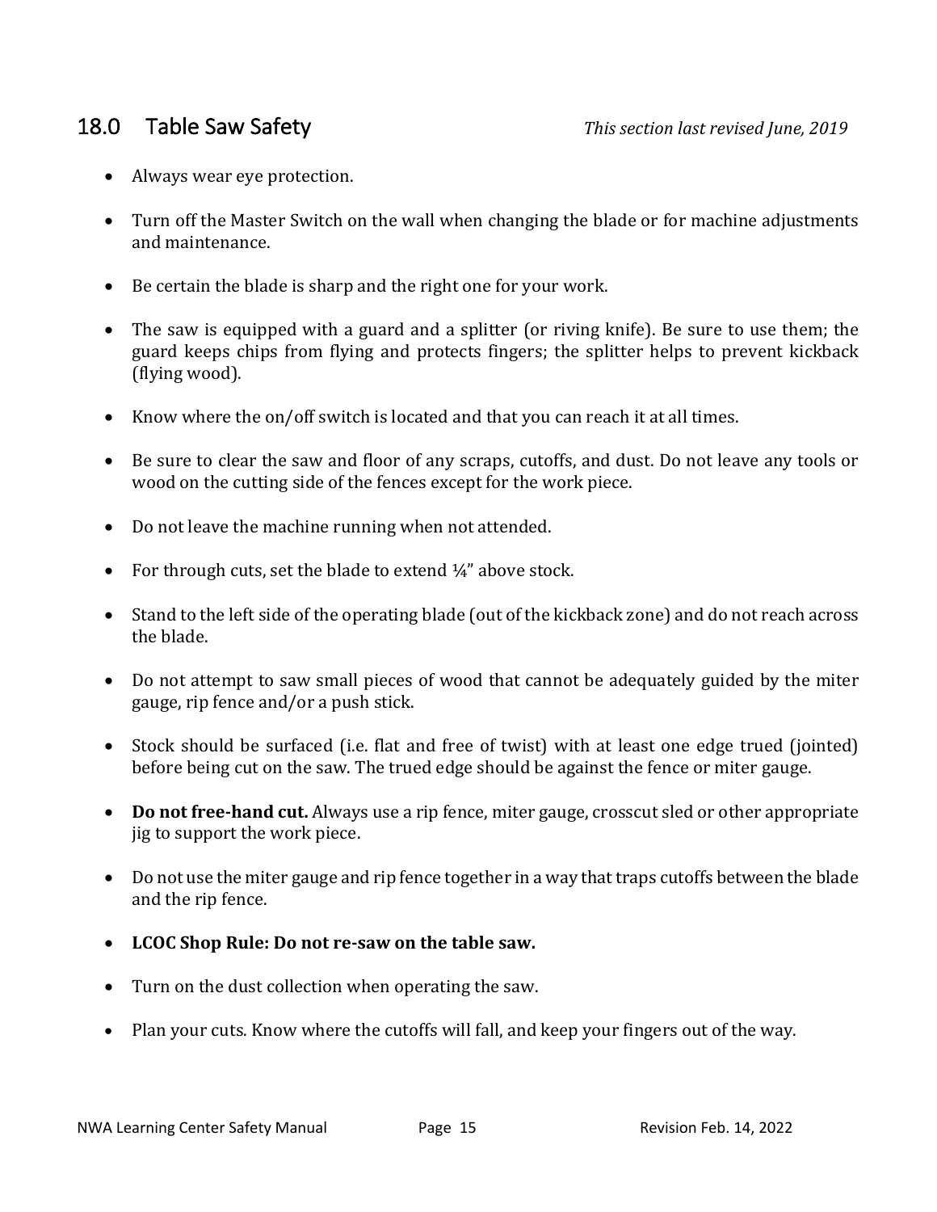## 18.0 Table Saw Safety

*This section last revised June, 2019*

- Always wear eye protection.
- Turn off the Master Switch on the wall when changing the blade or for machine adjustments and maintenance.
- Be certain the blade is sharp and the right one for your work.
- The saw is equipped with a guard and a splitter (or riving knife). Be sure to use them; the guard keeps chips from flying and protects fingers; the splitter helps to prevent kickback (flying wood).
- Know where the on/off switch is located and that you can reach it at all times.
- Be sure to clear the saw and floor of any scraps, cutoffs, and dust. Do not leave any tools or wood on the cutting side of the fences except for the work piece.
- Do not leave the machine running when not attended.
- For through cuts, set the blade to extend ¼" above stock.
- Stand to the left side of the operating blade (out of the kickback zone) and do not reach across the blade.
- Do not attempt to saw small pieces of wood that cannot be adequately guided by the miter gauge, rip fence and/or a push stick.
- Stock should be surfaced (i.e. flat and free of twist) with at least one edge trued (jointed) before being cut on the saw. The trued edge should be against the fence or miter gauge.
- **Do not free-hand cut.** Always use a rip fence, miter gauge, crosscut sled or other appropriate jig to support the work piece.
- Do not use the miter gauge and rip fence together in a way that traps cutoffs between the blade and the rip fence.
- **LCOC Shop Rule: Do not re-saw on the table saw.**
- Turn on the dust collection when operating the saw.
- Plan your cuts. Know where the cutoffs will fall, and keep your fingers out of the way.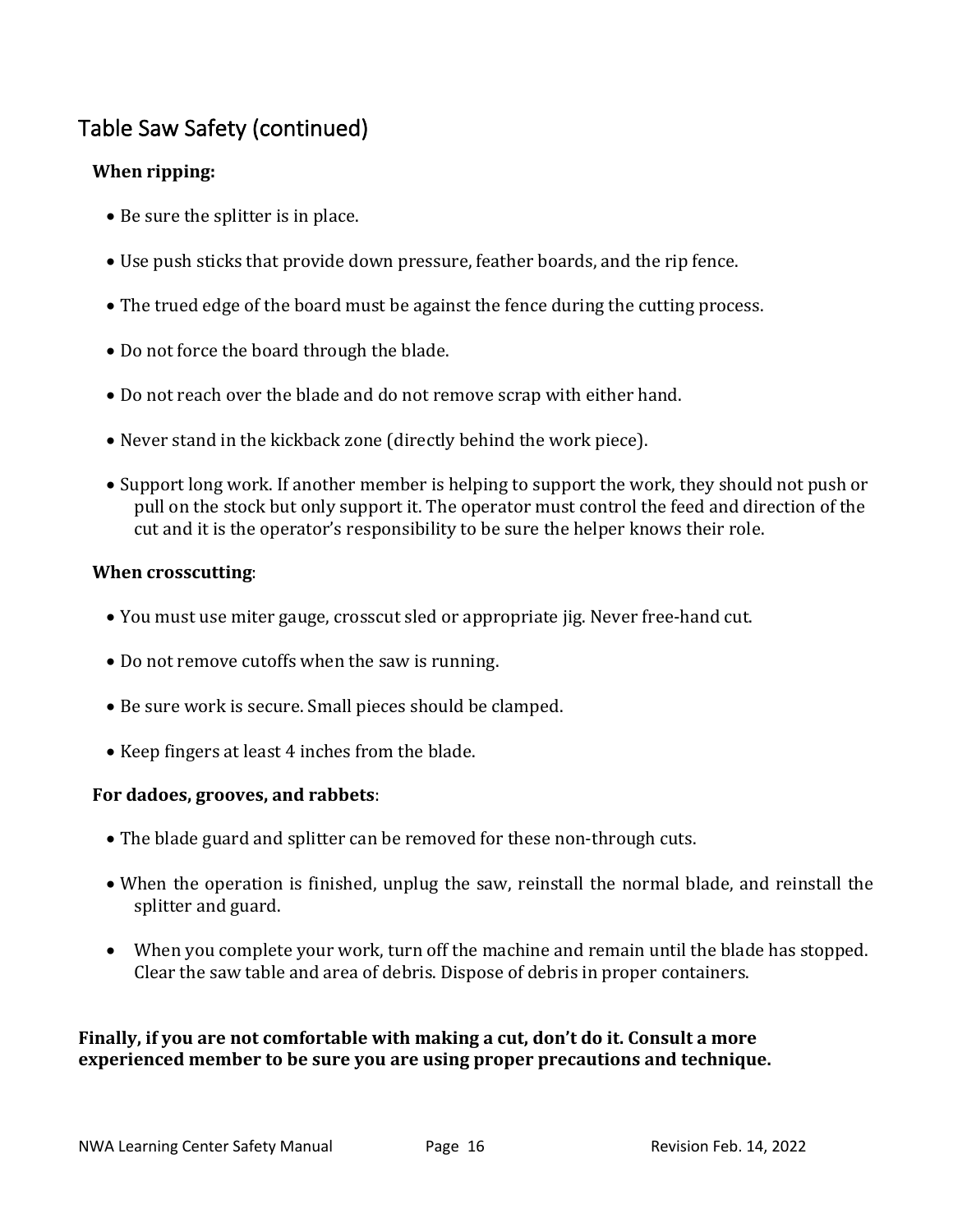## Table Saw Safety (continued)

**When ripping:**

- Be sure the splitter is in place.
- Use push sticks that provide down pressure, feather boards, and the rip fence.
- The trued edge of the board must be against the fence during the cutting process.
- Do not force the board through the blade.
- Do not reach over the blade and do not remove scrap with either hand.
- Never stand in the kickback zone (directly behind the work piece).
- Support long work. If another member is helping to support the work, they should not push or pull on the stock but only support it. The operator must control the feed and direction of the cut and it is the operator's responsibility to be sure the helper knows their role.

**When crosscutting**:

- You must use miter gauge, crosscut sled or appropriate jig. Never free-hand cut.
- Do not remove cutoffs when the saw is running.
- Be sure work is secure. Small pieces should be clamped.
- Keep fingers at least 4 inches from the blade.

**For dadoes, grooves, and rabbets**:

- The blade guard and splitter can be removed for these non-through cuts.
- When the operation is finished, unplug the saw, reinstall the normal blade, and reinstall the splitter and guard.
- When you complete your work, turn off the machine and remain until the blade has stopped. Clear the saw table and area of debris. Dispose of debris in proper containers.

**Finally, if you are not comfortable with making a cut, don't do it. Consult a more experienced member to be sure you are using proper precautions and technique.**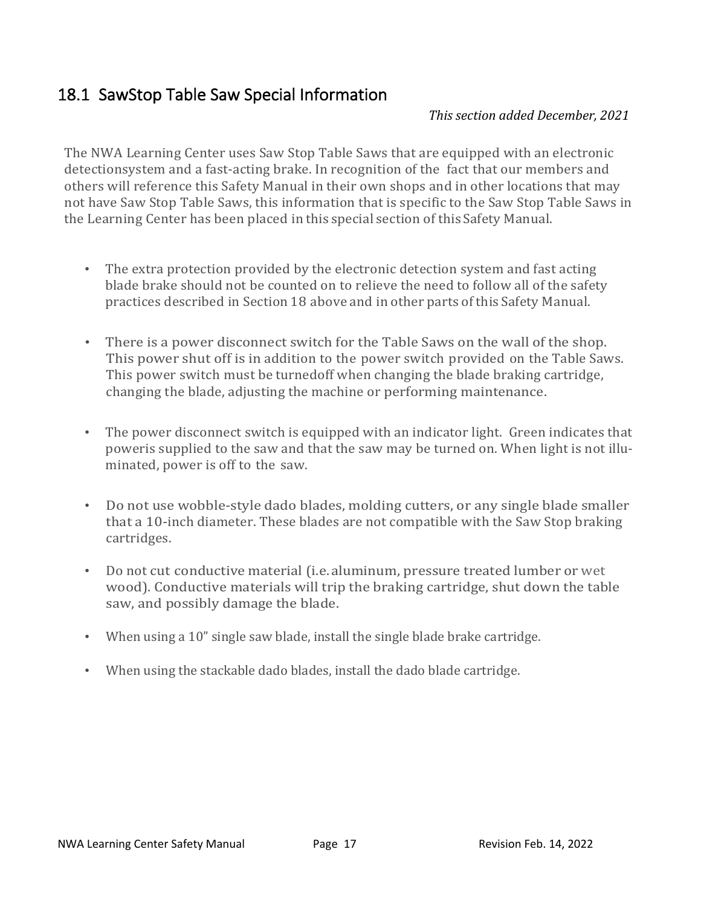## 18.1 SawStop Table Saw Special Information

*This section added December, 2021*

The NWA Learning Center uses Saw Stop Table Saws that are equipped with an electronic detectionsystem and a fast-acting brake. In recognition of the fact that our members and others will reference this Safety Manual in their own shops and in other locations that may not have Saw Stop Table Saws, this information that is specific to the Saw Stop Table Saws in the Learning Center has been placed in this special section of this Safety Manual.

- The extra protection provided by the electronic detection system and fast acting blade brake should not be counted on to relieve the need to follow all of the safety practices described in Section 18 above and in other parts of this Safety Manual.
- There is a power disconnect switch for the Table Saws on the wall of the shop. This power shut off is in addition to the power switch provided on the Table Saws. This power switch must be turnedoff when changing the blade braking cartridge, changing the blade, adjusting the machine or performing maintenance.
- The power disconnect switch is equipped with an indicator light. Green indicates that poweris supplied to the saw and that the saw may be turned on. When light is not illuminated, power is off to the saw.
- Do not use wobble-style dado blades, molding cutters, or any single blade smaller that a 10-inch diameter. These blades are not compatible with the Saw Stop braking cartridges.
- Do not cut conductive material (i.e. aluminum, pressure treated lumber or wet wood). Conductive materials will trip the braking cartridge, shut down the table saw, and possibly damage the blade.
- When using a 10" single saw blade, install the single blade brake cartridge.
- When using the stackable dado blades, install the dado blade cartridge.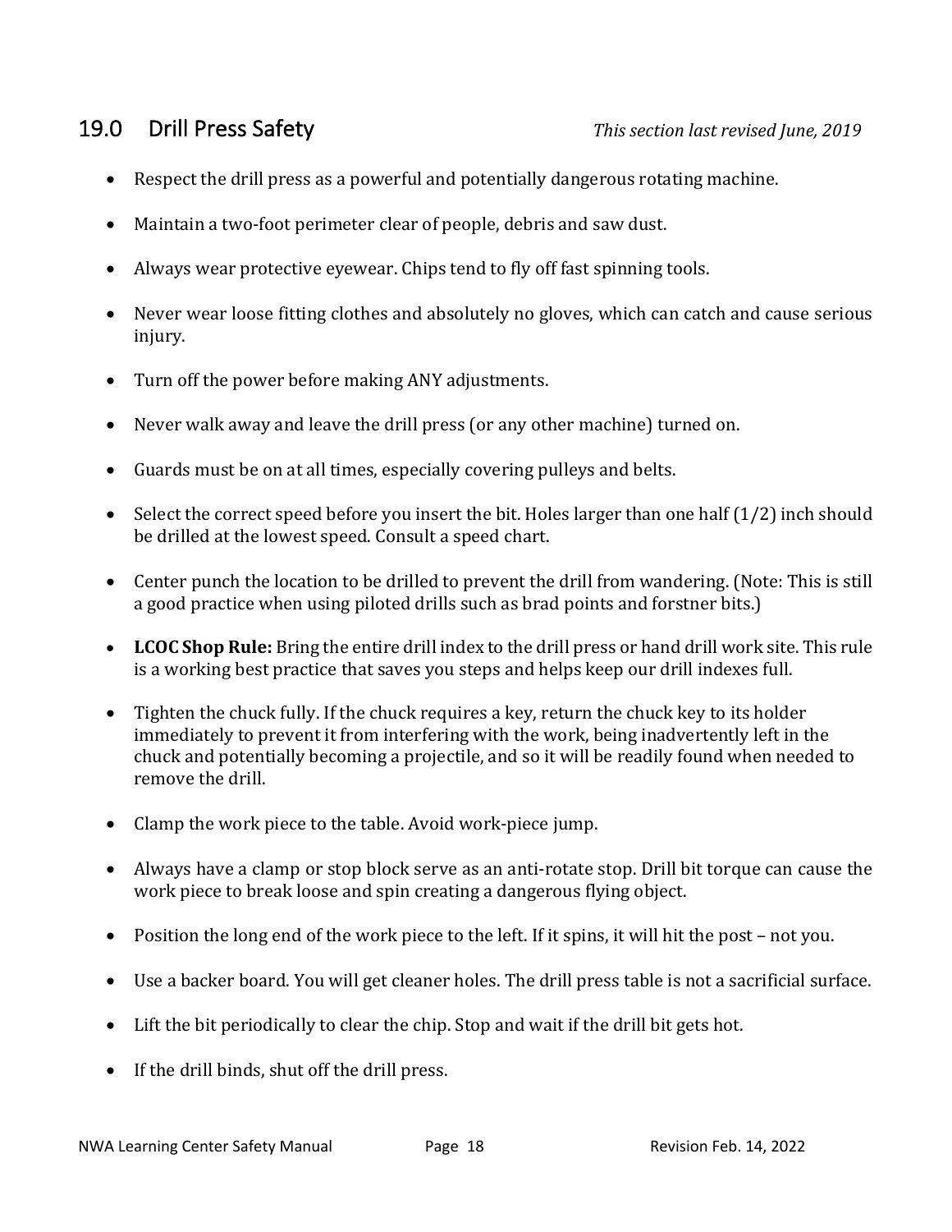## 19.0 Drill Press Safety

*This section last revised June, 2019*

- Respect the drill press as a powerful and potentially dangerous rotating machine.
- Maintain a two-foot perimeter clear of people, debris and saw dust.
- Always wear protective eyewear. Chips tend to fly off fast spinning tools.
- Never wear loose fitting clothes and absolutely no gloves, which can catch and cause serious injury.
- Turn off the power before making ANY adjustments.
- Never walk away and leave the drill press (or any other machine) turned on.
- Guards must be on at all times, especially covering pulleys and belts.
- Select the correct speed before you insert the bit. Holes larger than one half (1/2) inch should be drilled at the lowest speed. Consult a speed chart.
- Center punch the location to be drilled to prevent the drill from wandering. (Note: This is still a good practice when using piloted drills such as brad points and forstner bits.)
- **LCOC Shop Rule:** Bring the entire drill index to the drill press or hand drill work site. This rule is a working best practice that saves you steps and helps keep our drill indexes full.
- Tighten the chuck fully. If the chuck requires a key, return the chuck key to its holder immediately to prevent it from interfering with the work, being inadvertently left in the chuck and potentially becoming a projectile, and so it will be readily found when needed to remove the drill.
- Clamp the work piece to the table. Avoid work-piece jump.
- Always have a clamp or stop block serve as an anti-rotate stop. Drill bit torque can cause the work piece to break loose and spin creating a dangerous flying object.
- Position the long end of the work piece to the left. If it spins, it will hit the post – not you.
- Use a backer board. You will get cleaner holes. The drill press table is not a sacrificial surface.
- Lift the bit periodically to clear the chip. Stop and wait if the drill bit gets hot.
- If the drill binds, shut off the drill press.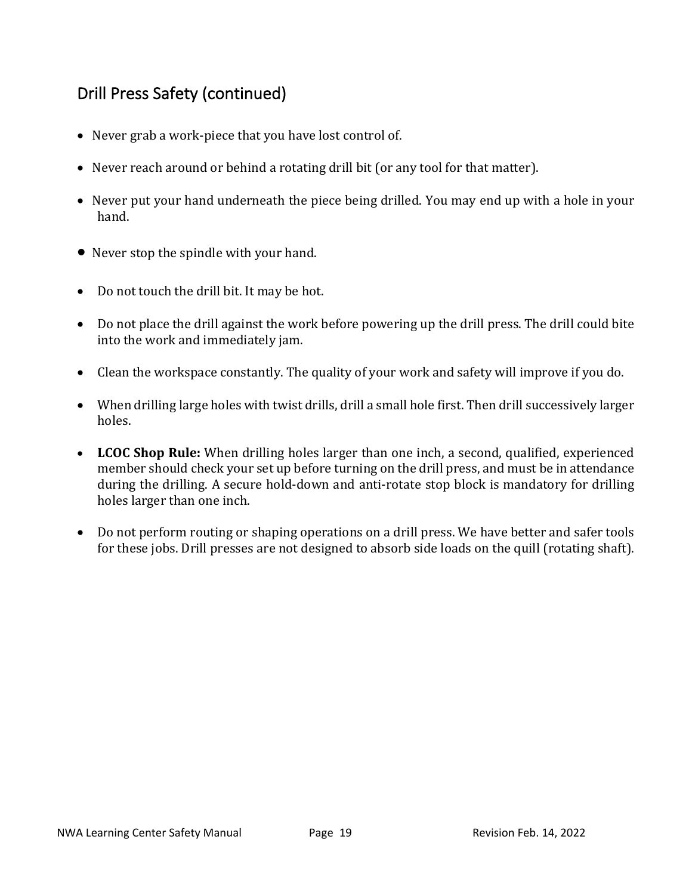## Drill Press Safety (continued)

- Never grab a work-piece that you have lost control of.
- Never reach around or behind a rotating drill bit (or any tool for that matter).
- Never put your hand underneath the piece being drilled. You may end up with a hole in your hand.
- Never stop the spindle with your hand.
- Do not touch the drill bit. It may be hot.
- Do not place the drill against the work before powering up the drill press. The drill could bite into the work and immediately jam.
- Clean the workspace constantly. The quality of your work and safety will improve if you do.
- When drilling large holes with twist drills, drill a small hole first. Then drill successively larger holes.
- **LCOC Shop Rule:** When drilling holes larger than one inch, a second, qualified, experienced member should check your set up before turning on the drill press, and must be in attendance during the drilling. A secure hold-down and anti-rotate stop block is mandatory for drilling holes larger than one inch.
- Do not perform routing or shaping operations on a drill press. We have better and safer tools for these jobs. Drill presses are not designed to absorb side loads on the quill (rotating shaft).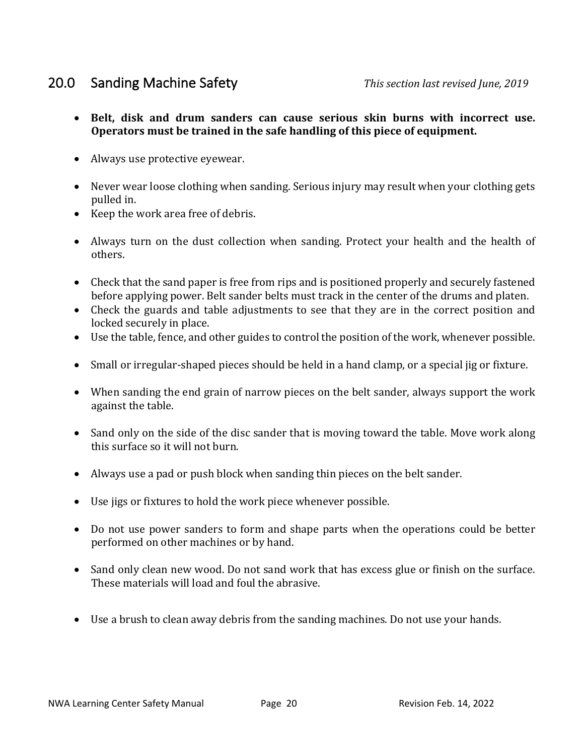## 20.0 Sanding Machine Safety

*This section last revised June, 2019*

- **Belt, disk and drum sanders can cause serious skin burns with incorrect use. Operators must be trained in the safe handling of this piece of equipment.**
- Always use protective eyewear.
- Never wear loose clothing when sanding. Serious injury may result when your clothing gets pulled in.
- Keep the work area free of debris.
- Always turn on the dust collection when sanding. Protect your health and the health of others.
- Check that the sand paper is free from rips and is positioned properly and securely fastened before applying power. Belt sander belts must track in the center of the drums and platen.
- Check the guards and table adjustments to see that they are in the correct position and locked securely in place.
- Use the table, fence, and other guides to control the position of the work, whenever possible.
- Small or irregular-shaped pieces should be held in a hand clamp, or a special jig or fixture.
- When sanding the end grain of narrow pieces on the belt sander, always support the work against the table.
- Sand only on the side of the disc sander that is moving toward the table. Move work along this surface so it will not burn.
- Always use a pad or push block when sanding thin pieces on the belt sander.
- Use jigs or fixtures to hold the work piece whenever possible.
- Do not use power sanders to form and shape parts when the operations could be better performed on other machines or by hand.
- Sand only clean new wood. Do not sand work that has excess glue or finish on the surface. These materials will load and foul the abrasive.
- Use a brush to clean away debris from the sanding machines. Do not use your hands.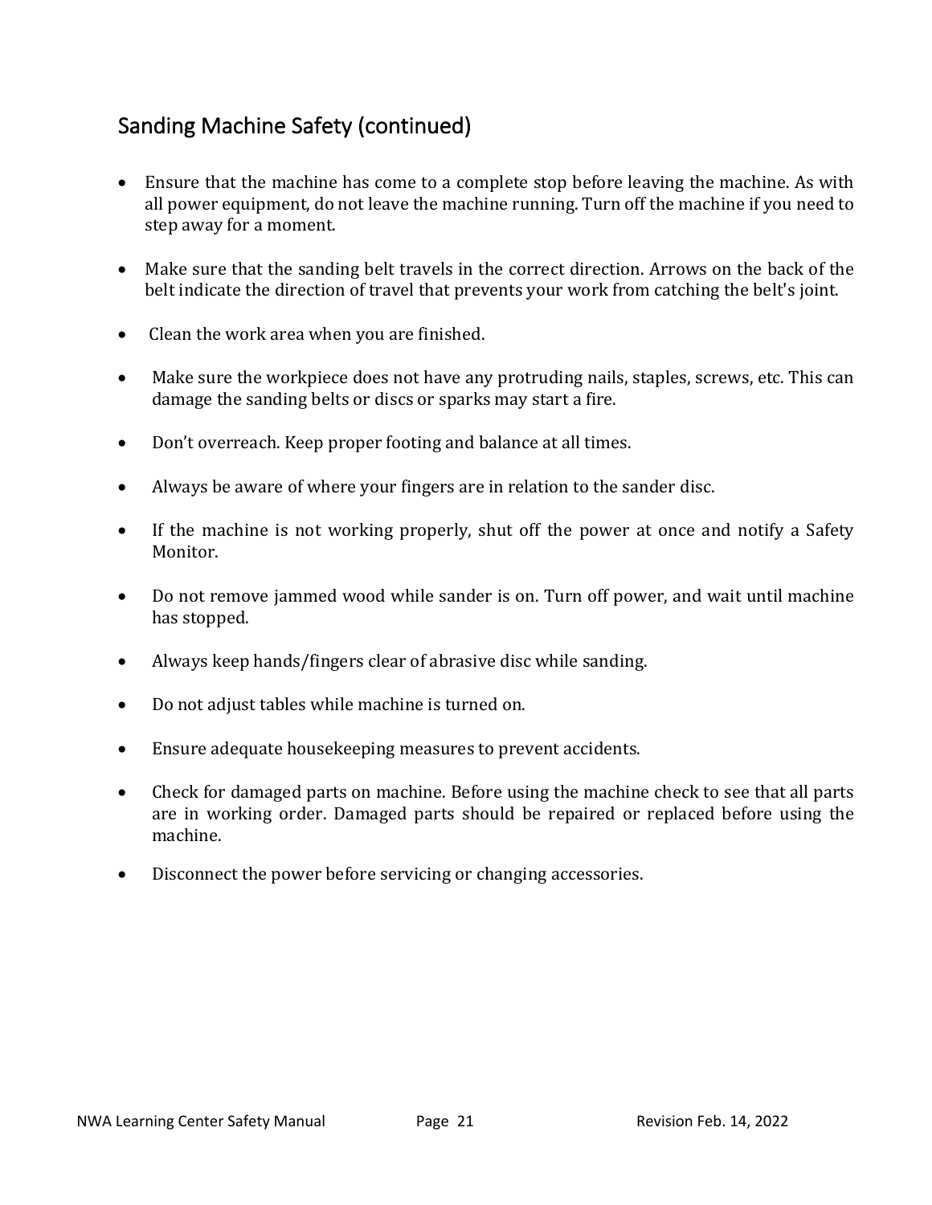## Sanding Machine Safety (continued)

- Ensure that the machine has come to a complete stop before leaving the machine. As with all power equipment, do not leave the machine running. Turn off the machine if you need to step away for a moment.
- Make sure that the sanding belt travels in the correct direction. Arrows on the back of the belt indicate the direction of travel that prevents your work from catching the belt's joint.
- Clean the work area when you are finished.
- Make sure the workpiece does not have any protruding nails, staples, screws, etc. This can damage the sanding belts or discs or sparks may start a fire.
- Don't overreach. Keep proper footing and balance at all times.
- Always be aware of where your fingers are in relation to the sander disc.
- If the machine is not working properly, shut off the power at once and notify a Safety Monitor.
- Do not remove jammed wood while sander is on. Turn off power, and wait until machine has stopped.
- Always keep hands/fingers clear of abrasive disc while sanding.
- Do not adjust tables while machine is turned on.
- Ensure adequate housekeeping measures to prevent accidents.
- Check for damaged parts on machine. Before using the machine check to see that all parts are in working order. Damaged parts should be repaired or replaced before using the machine.
- Disconnect the power before servicing or changing accessories.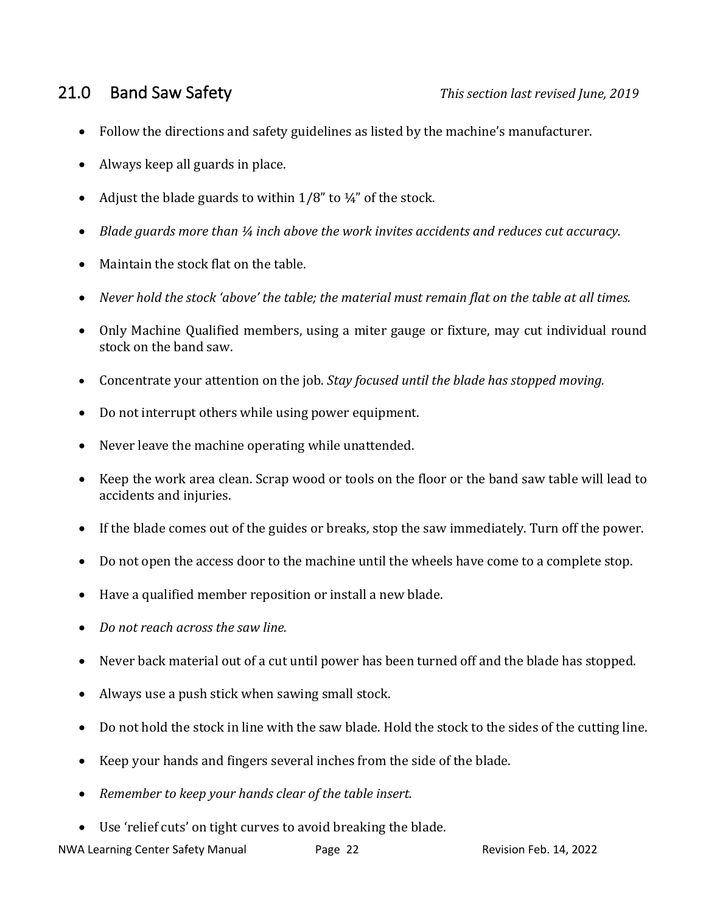## 21.0 Band Saw Safety

*This section last revised June, 2019*

- Follow the directions and safety guidelines as listed by the machine's manufacturer.
- Always keep all guards in place.
- Adjust the blade guards to within 1/8" to ¼" of the stock.
- *Blade guards more than ¼ inch above the work invites accidents and reduces cut accuracy.*
- Maintain the stock flat on the table.
- *Never hold the stock 'above' the table; the material must remain flat on the table at all times.*
- Only Machine Qualified members, using a miter gauge or fixture, may cut individual round stock on the band saw.
- Concentrate your attention on the job. *Stay focused until the blade has stopped moving.*
- Do not interrupt others while using power equipment.
- Never leave the machine operating while unattended.
- Keep the work area clean. Scrap wood or tools on the floor or the band saw table will lead to accidents and injuries.
- If the blade comes out of the guides or breaks, stop the saw immediately. Turn off the power.
- Do not open the access door to the machine until the wheels have come to a complete stop.
- Have a qualified member reposition or install a new blade.
- *Do not reach across the saw line.*
- Never back material out of a cut until power has been turned off and the blade has stopped.
- Always use a push stick when sawing small stock.
- Do not hold the stock in line with the saw blade. Hold the stock to the sides of the cutting line.
- Keep your hands and fingers several inches from the side of the blade.
- *Remember to keep your hands clear of the table insert.*
- Use 'relief cuts' on tight curves to avoid breaking the blade.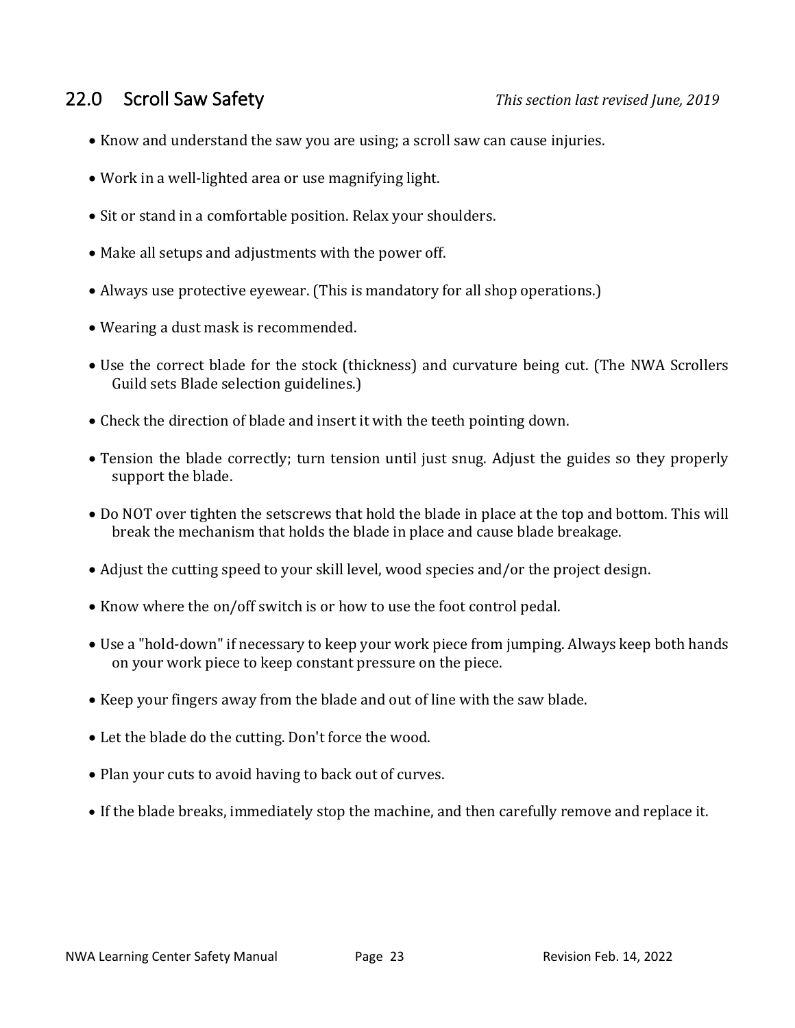## 22.0 Scroll Saw Safety

*This section last revised June, 2019*

- Know and understand the saw you are using; a scroll saw can cause injuries.
- Work in a well-lighted area or use magnifying light.
- Sit or stand in a comfortable position. Relax your shoulders.
- Make all setups and adjustments with the power off.
- Always use protective eyewear. (This is mandatory for all shop operations.)
- Wearing a dust mask is recommended.
- Use the correct blade for the stock (thickness) and curvature being cut. (The NWA Scrollers Guild sets Blade selection guidelines.)
- Check the direction of blade and insert it with the teeth pointing down.
- Tension the blade correctly; turn tension until just snug. Adjust the guides so they properly support the blade.
- Do NOT over tighten the setscrews that hold the blade in place at the top and bottom. This will break the mechanism that holds the blade in place and cause blade breakage.
- Adjust the cutting speed to your skill level, wood species and/or the project design.
- Know where the on/off switch is or how to use the foot control pedal.
- Use a "hold-down" if necessary to keep your work piece from jumping. Always keep both hands on your work piece to keep constant pressure on the piece.
- Keep your fingers away from the blade and out of line with the saw blade.
- Let the blade do the cutting. Don't force the wood.
- Plan your cuts to avoid having to back out of curves.
- If the blade breaks, immediately stop the machine, and then carefully remove and replace it.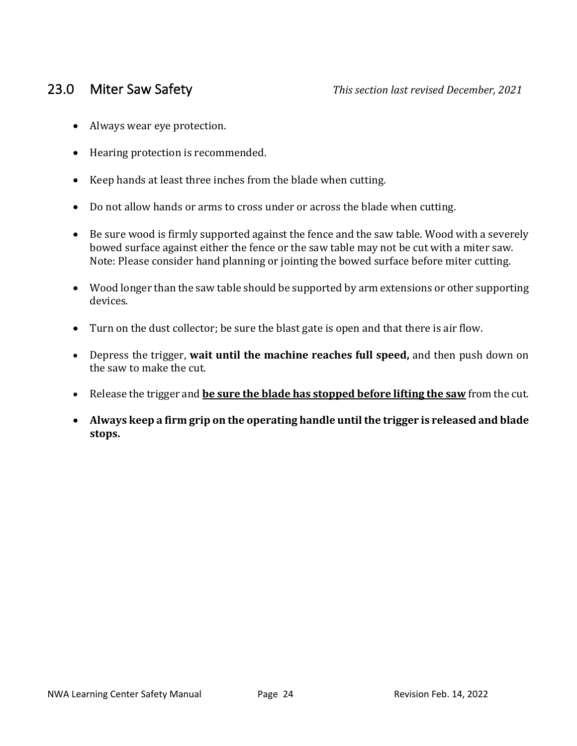## 23.0 Miter Saw Safety

*This section last revised December, 2021*

- Always wear eye protection.
- Hearing protection is recommended.
- Keep hands at least three inches from the blade when cutting.
- Do not allow hands or arms to cross under or across the blade when cutting.
- Be sure wood is firmly supported against the fence and the saw table. Wood with a severely bowed surface against either the fence or the saw table may not be cut with a miter saw. Note: Please consider hand planning or jointing the bowed surface before miter cutting.
- Wood longer than the saw table should be supported by arm extensions or other supporting devices.
- Turn on the dust collector; be sure the blast gate is open and that there is air flow.
- Depress the trigger, **wait until the machine reaches full speed,** and then push down on the saw to make the cut.
- Release the trigger and <u>**be sure the blade has stopped before lifting the saw**</u> from the cut.
- **Always keep a firm grip on the operating handle until the trigger is released and blade stops.**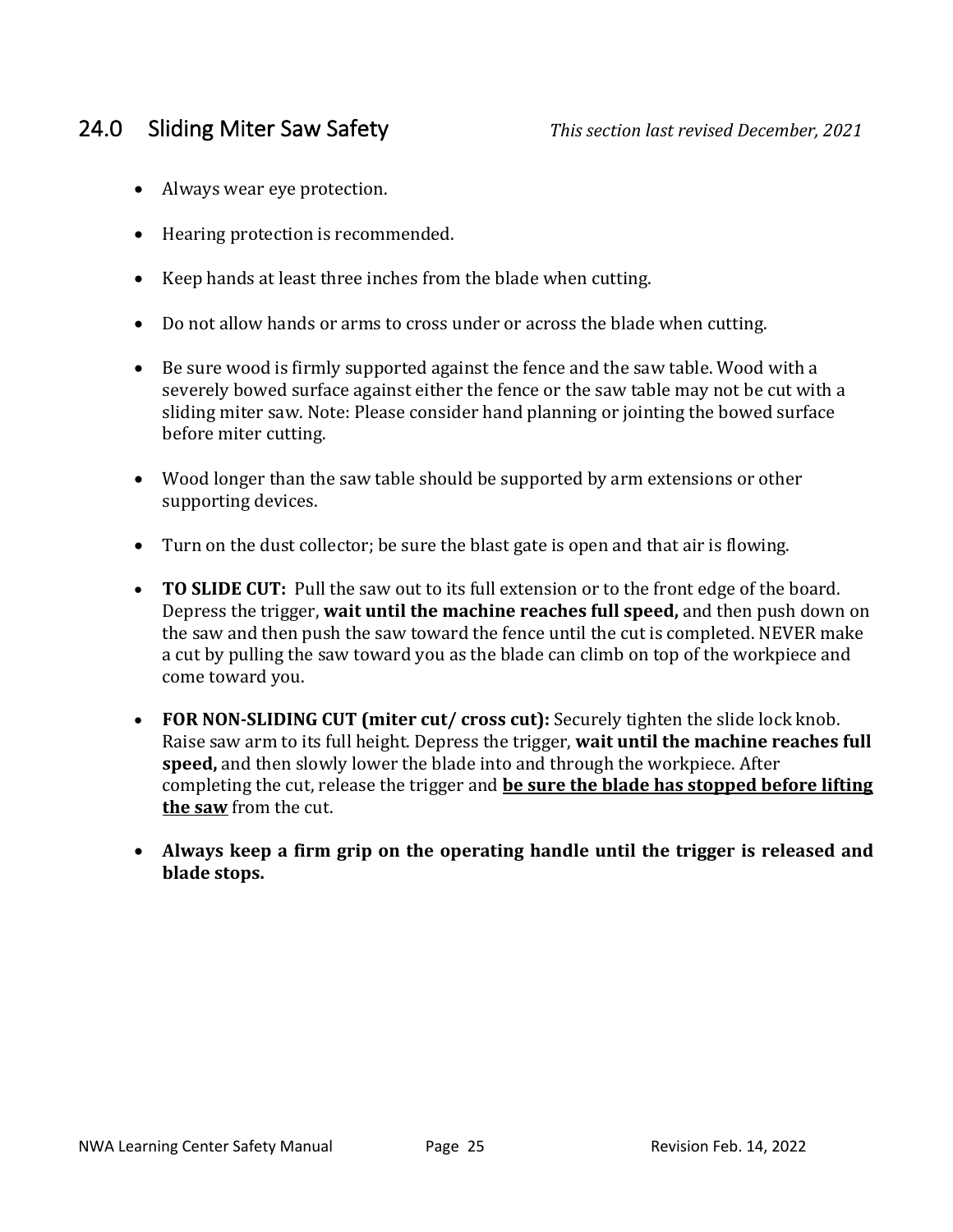## 24.0 Sliding Miter Saw Safety

*This section last revised December, 2021*

- Always wear eye protection.
- Hearing protection is recommended.
- Keep hands at least three inches from the blade when cutting.
- Do not allow hands or arms to cross under or across the blade when cutting.
- Be sure wood is firmly supported against the fence and the saw table. Wood with a severely bowed surface against either the fence or the saw table may not be cut with a sliding miter saw. Note: Please consider hand planning or jointing the bowed surface before miter cutting.
- Wood longer than the saw table should be supported by arm extensions or other supporting devices.
- Turn on the dust collector; be sure the blast gate is open and that air is flowing.
- **TO SLIDE CUT:** Pull the saw out to its full extension or to the front edge of the board. Depress the trigger, **wait until the machine reaches full speed,** and then push down on the saw and then push the saw toward the fence until the cut is completed. NEVER make a cut by pulling the saw toward you as the blade can climb on top of the workpiece and come toward you.
- **FOR NON-SLIDING CUT (miter cut/ cross cut):** Securely tighten the slide lock knob. Raise saw arm to its full height. Depress the trigger, **wait until the machine reaches full speed,** and then slowly lower the blade into and through the workpiece. After completing the cut, release the trigger and **<u>be sure the blade has stopped before lifting the saw</u>** from the cut.
- **Always keep a firm grip on the operating handle until the trigger is released and blade stops.**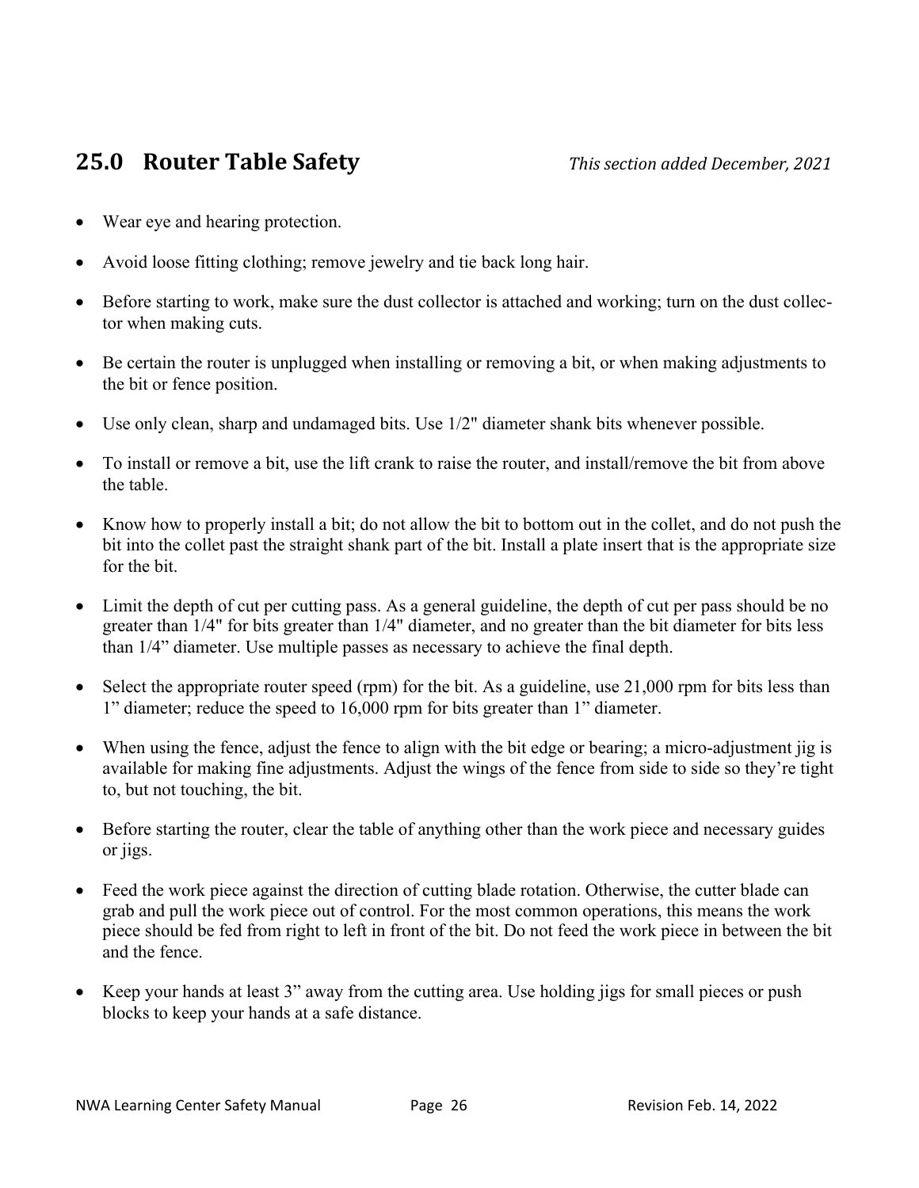## 25.0 Router Table Safety

*This section added December, 2021*

- Wear eye and hearing protection.
- Avoid loose fitting clothing; remove jewelry and tie back long hair.
- Before starting to work, make sure the dust collector is attached and working; turn on the dust collector when making cuts.
- Be certain the router is unplugged when installing or removing a bit, or when making adjustments to the bit or fence position.
- Use only clean, sharp and undamaged bits. Use 1/2" diameter shank bits whenever possible.
- To install or remove a bit, use the lift crank to raise the router, and install/remove the bit from above the table.
- Know how to properly install a bit; do not allow the bit to bottom out in the collet, and do not push the bit into the collet past the straight shank part of the bit. Install a plate insert that is the appropriate size for the bit.
- Limit the depth of cut per cutting pass. As a general guideline, the depth of cut per pass should be no greater than 1/4" for bits greater than 1/4" diameter, and no greater than the bit diameter for bits less than 1/4" diameter. Use multiple passes as necessary to achieve the final depth.
- Select the appropriate router speed (rpm) for the bit. As a guideline, use 21,000 rpm for bits less than 1" diameter; reduce the speed to 16,000 rpm for bits greater than 1" diameter.
- When using the fence, adjust the fence to align with the bit edge or bearing; a micro-adjustment jig is available for making fine adjustments. Adjust the wings of the fence from side to side so they're tight to, but not touching, the bit.
- Before starting the router, clear the table of anything other than the work piece and necessary guides or jigs.
- Feed the work piece against the direction of cutting blade rotation. Otherwise, the cutter blade can grab and pull the work piece out of control. For the most common operations, this means the work piece should be fed from right to left in front of the bit. Do not feed the work piece in between the bit and the fence.
- Keep your hands at least 3" away from the cutting area. Use holding jigs for small pieces or push blocks to keep your hands at a safe distance.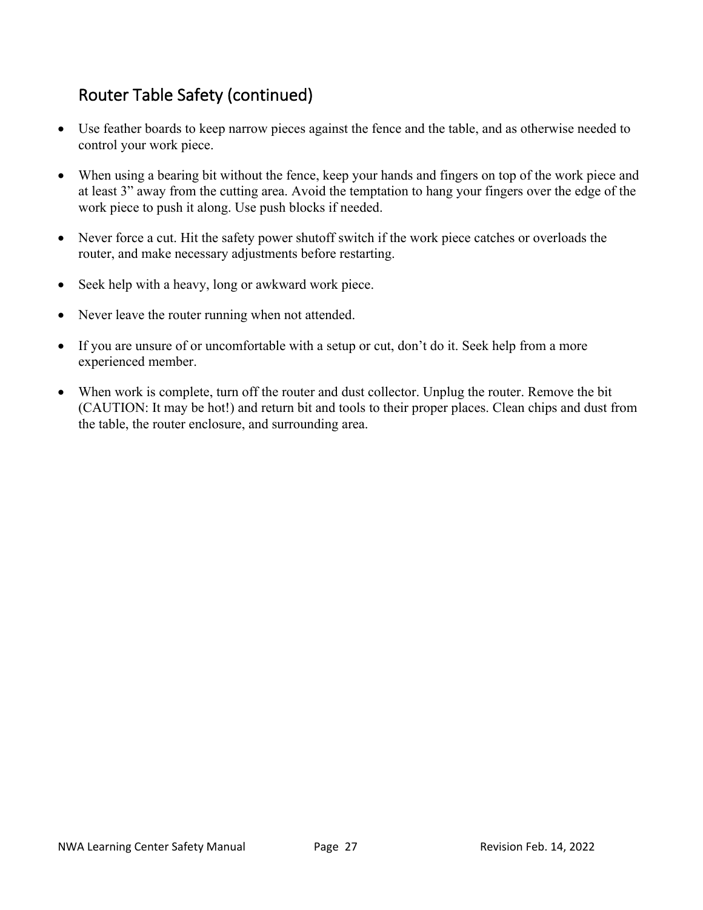## Router Table Safety (continued)

- Use feather boards to keep narrow pieces against the fence and the table, and as otherwise needed to control your work piece.
- When using a bearing bit without the fence, keep your hands and fingers on top of the work piece and at least 3" away from the cutting area. Avoid the temptation to hang your fingers over the edge of the work piece to push it along. Use push blocks if needed.
- Never force a cut. Hit the safety power shutoff switch if the work piece catches or overloads the router, and make necessary adjustments before restarting.
- Seek help with a heavy, long or awkward work piece.
- Never leave the router running when not attended.
- If you are unsure of or uncomfortable with a setup or cut, don't do it. Seek help from a more experienced member.
- When work is complete, turn off the router and dust collector. Unplug the router. Remove the bit (CAUTION: It may be hot!) and return bit and tools to their proper places. Clean chips and dust from the table, the router enclosure, and surrounding area.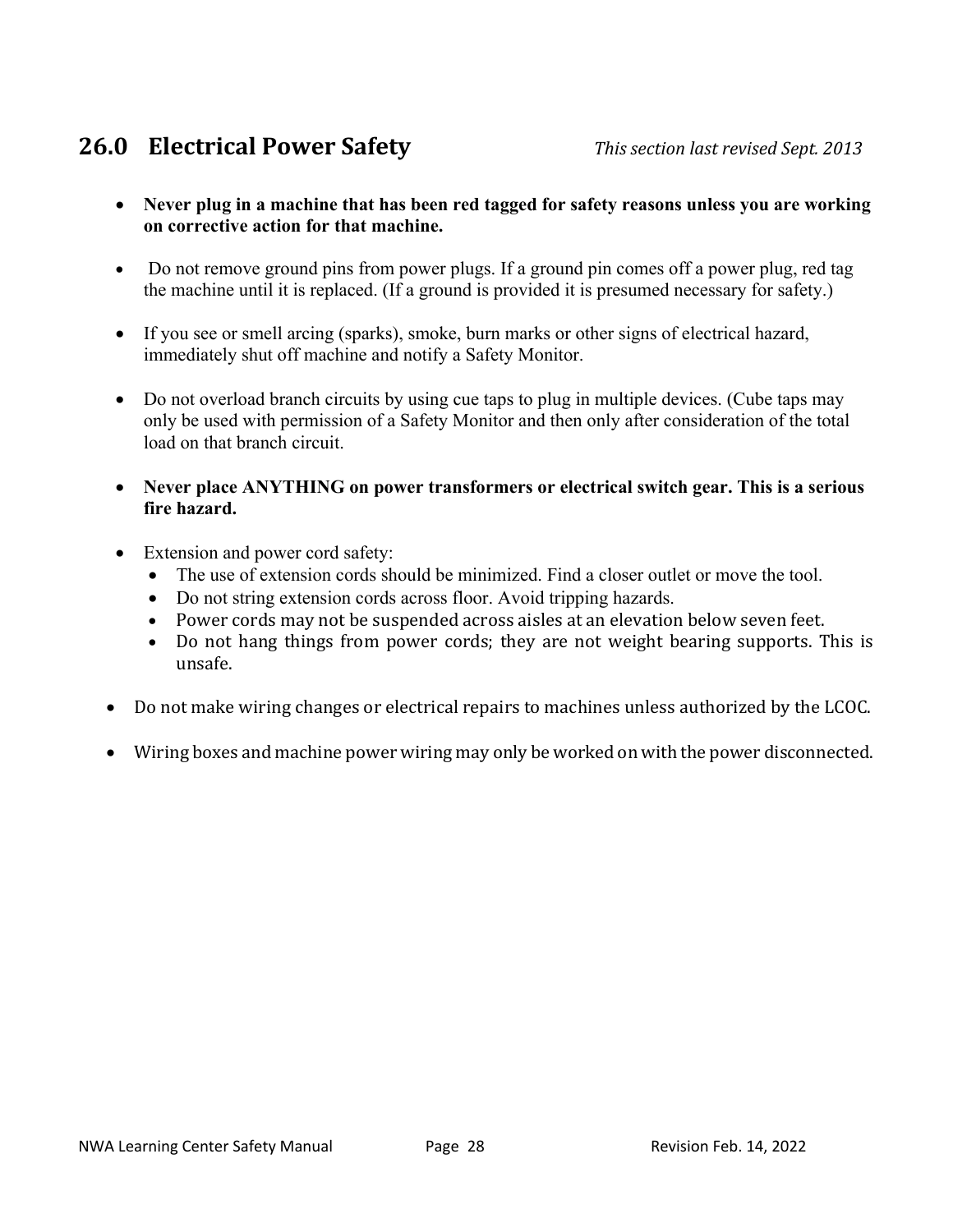## 26.0 Electrical Power Safety

*This section last revised Sept. 2013*

- **Never plug in a machine that has been red tagged for safety reasons unless you are working on corrective action for that machine.**
- Do not remove ground pins from power plugs. If a ground pin comes off a power plug, red tag the machine until it is replaced. (If a ground is provided it is presumed necessary for safety.)
- If you see or smell arcing (sparks), smoke, burn marks or other signs of electrical hazard, immediately shut off machine and notify a Safety Monitor.
- Do not overload branch circuits by using cue taps to plug in multiple devices. (Cube taps may only be used with permission of a Safety Monitor and then only after consideration of the total load on that branch circuit.
- **Never place ANYTHING on power transformers or electrical switch gear. This is a serious fire hazard.**
- Extension and power cord safety:
  - The use of extension cords should be minimized. Find a closer outlet or move the tool.
  - Do not string extension cords across floor. Avoid tripping hazards.
  - Power cords may not be suspended across aisles at an elevation below seven feet.
  - Do not hang things from power cords; they are not weight bearing supports. This is unsafe.
- Do not make wiring changes or electrical repairs to machines unless authorized by the LCOC.
- Wiring boxes and machine power wiring may only be worked on with the power disconnected.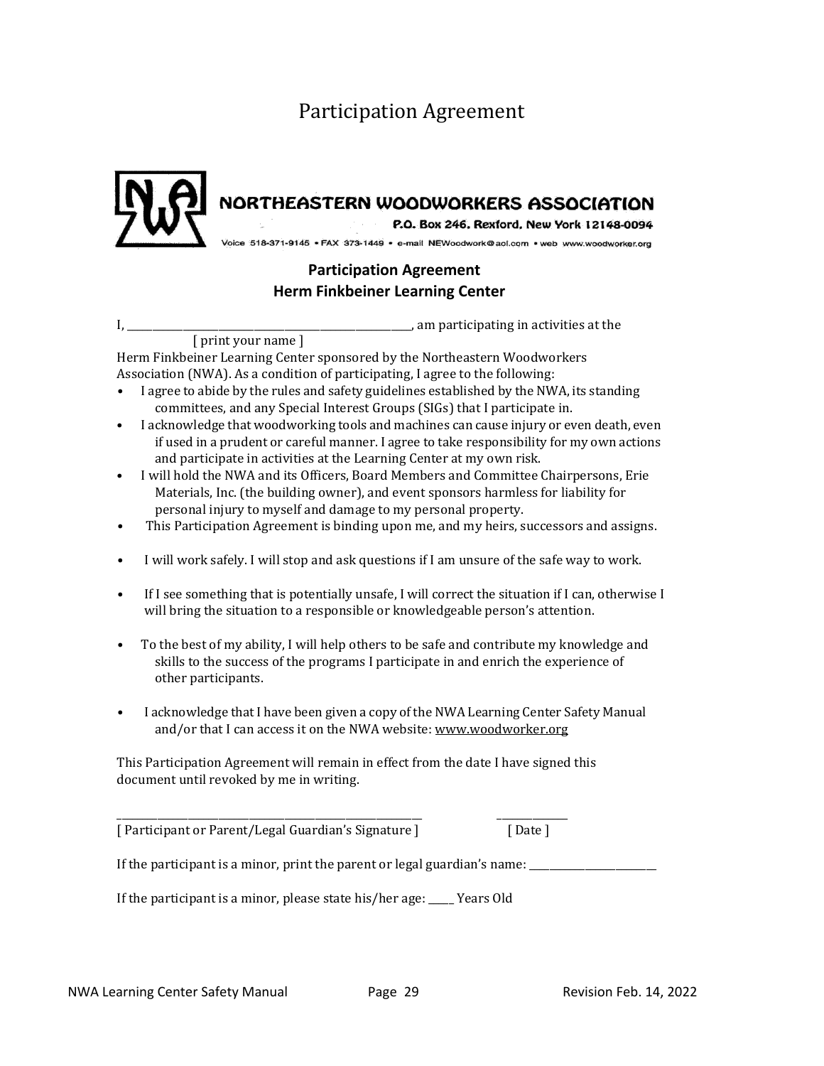# Participation Agreement

NORTHEASTERN WOODWORKERS ASSOCIATION

P.O. Box 246, Rexford, New York 12148-0094

Voice 518-371-9145 • FAX 373-1449 • e-mail NEWoodwork@aol.com • web www.woodworker.org

## Participation Agreement
## Herm Finkbeiner Learning Center

I, ______________________________________________, am participating in activities at the
[ print your name ]

Herm Finkbeiner Learning Center sponsored by the Northeastern Woodworkers Association (NWA). As a condition of participating, I agree to the following:

- I agree to abide by the rules and safety guidelines established by the NWA, its standing committees, and any Special Interest Groups (SIGs) that I participate in.
- I acknowledge that woodworking tools and machines can cause injury or even death, even if used in a prudent or careful manner. I agree to take responsibility for my own actions and participate in activities at the Learning Center at my own risk.
- I will hold the NWA and its Officers, Board Members and Committee Chairpersons, Erie Materials, Inc. (the building owner), and event sponsors harmless for liability for personal injury to myself and damage to my personal property.
- This Participation Agreement is binding upon me, and my heirs, successors and assigns.
- I will work safely. I will stop and ask questions if I am unsure of the safe way to work.
- If I see something that is potentially unsafe, I will correct the situation if I can, otherwise I will bring the situation to a responsible or knowledgeable person's attention.
- To the best of my ability, I will help others to be safe and contribute my knowledge and skills to the success of the programs I participate in and enrich the experience of other participants.
- I acknowledge that I have been given a copy of the NWA Learning Center Safety Manual and/or that I can access it on the NWA website: www.woodworker.org

This Participation Agreement will remain in effect from the date I have signed this document until revoked by me in writing.

______________________________________________ ____________
[ Participant or Parent/Legal Guardian's Signature ] [ Date ]

If the participant is a minor, print the parent or legal guardian's name: ____________________

If the participant is a minor, please state his/her age: ____ Years Old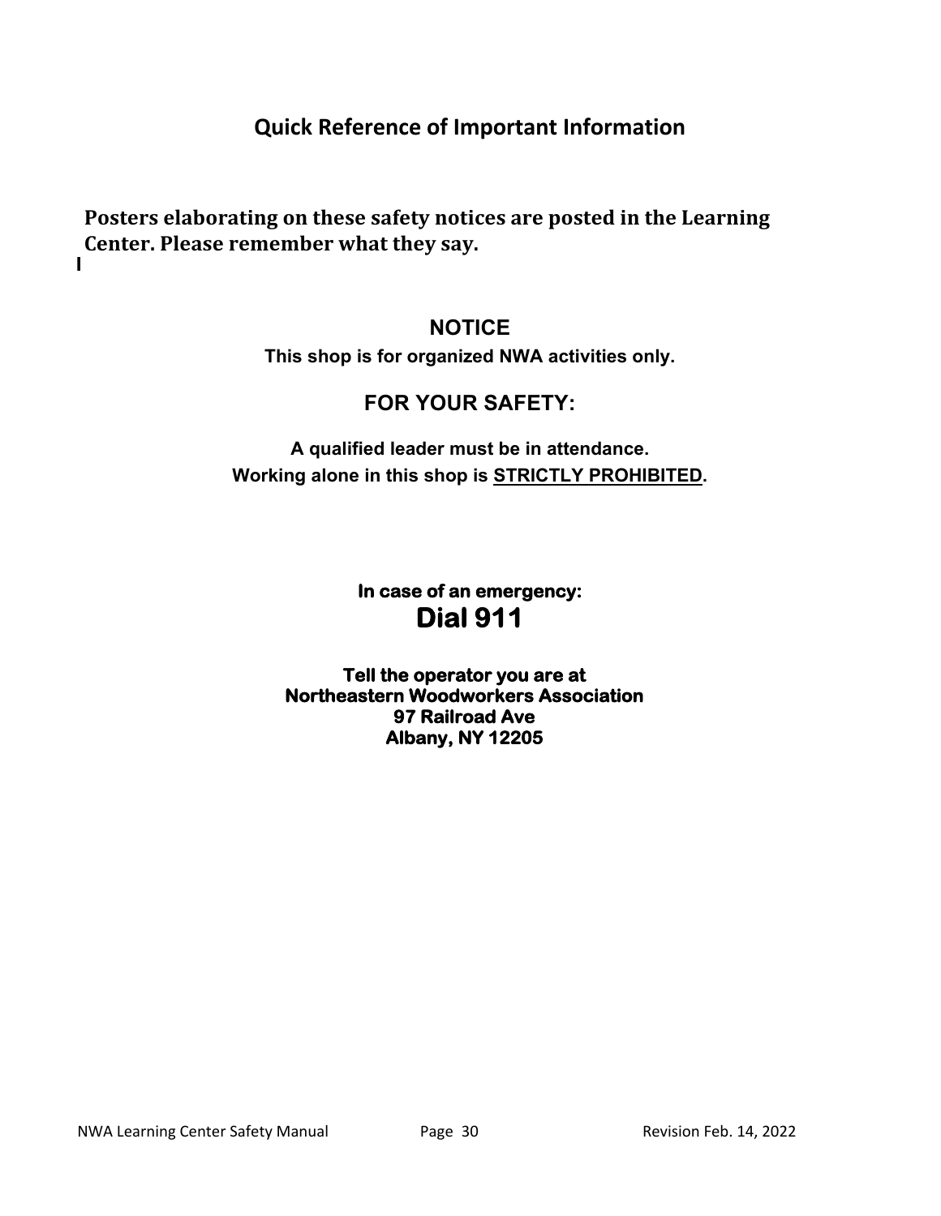## Quick Reference of Important Information

**Posters elaborating on these safety notices are posted in the Learning Center. Please remember what they say.**

### NOTICE

**This shop is for organized NWA activities only.**

### FOR YOUR SAFETY:

**A qualified leader must be in attendance.**
**Working alone in this shop is STRICTLY PROHIBITED.**

**In case of an emergency:**

## Dial 911

**Tell the operator you are at**
**Northeastern Woodworkers Association**
**97 Railroad Ave**
**Albany, NY 12205**